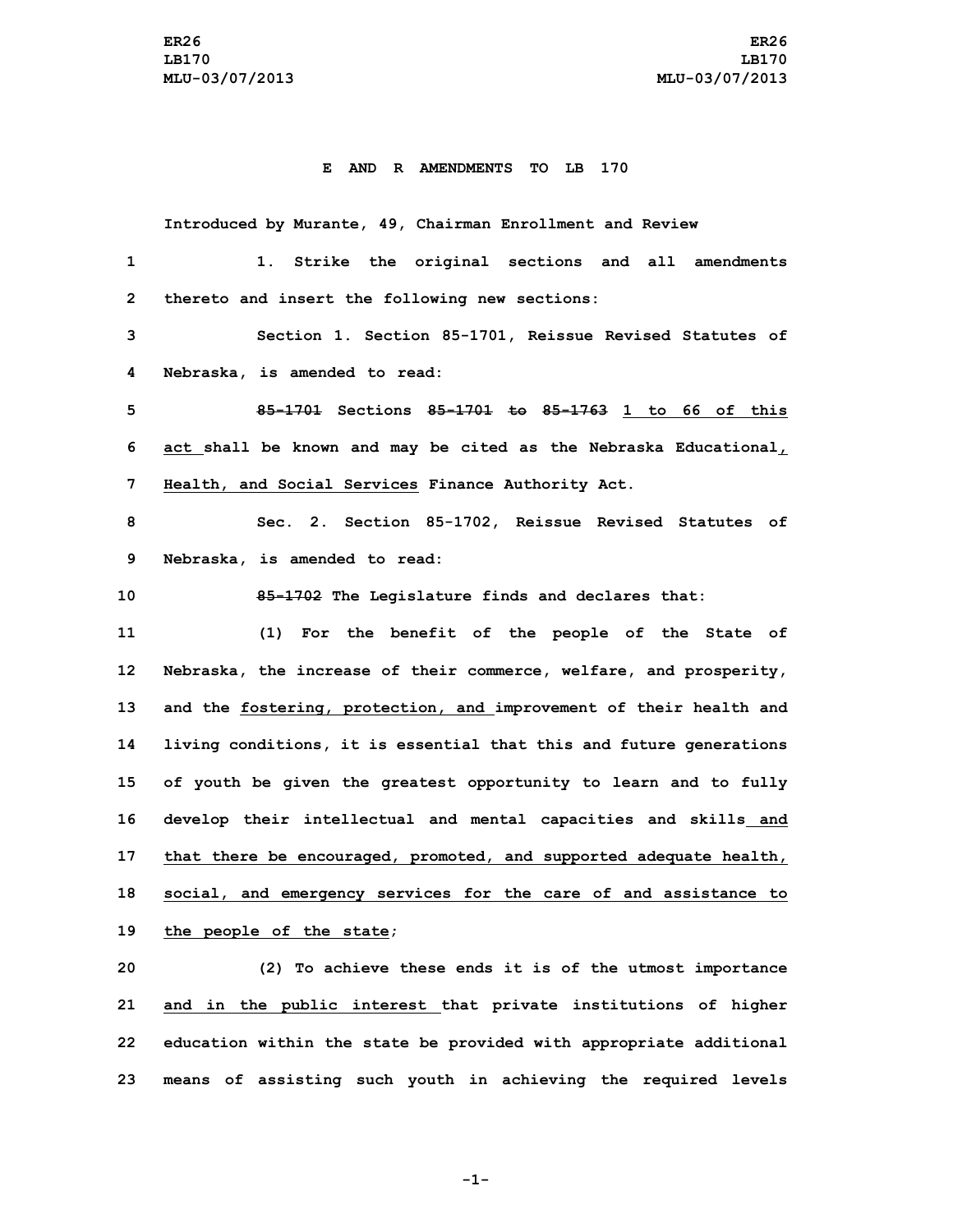# E AND R AMENDMENTS TO LB 170

Introduced by Murante, 49, Chairman Enrollment and Review

1. Strike the original sections and all amendments thereto and insert the following new sections:

Section 1. Section 85-1701, Reissue Revised Statutes of Nebraska, is amended to read:

~~85-1701~~ Sections ~~85-1701 to 85-1763~~ 1 to 66 of this act shall be known and may be cited as the Nebraska Educational, Health, and Social Services Finance Authority Act.

Sec. 2. Section 85-1702, Reissue Revised Statutes of Nebraska, is amended to read:

~~85-1702~~ The Legislature finds and declares that:

(1) For the benefit of the people of the State of Nebraska, the increase of their commerce, welfare, and prosperity, and the fostering, protection, and improvement of their health and living conditions, it is essential that this and future generations of youth be given the greatest opportunity to learn and to fully develop their intellectual and mental capacities and skills and that there be encouraged, promoted, and supported adequate health, social, and emergency services for the care of and assistance to the people of the state;

(2) To achieve these ends it is of the utmost importance and in the public interest that private institutions of higher education within the state be provided with appropriate additional means of assisting such youth in achieving the required levels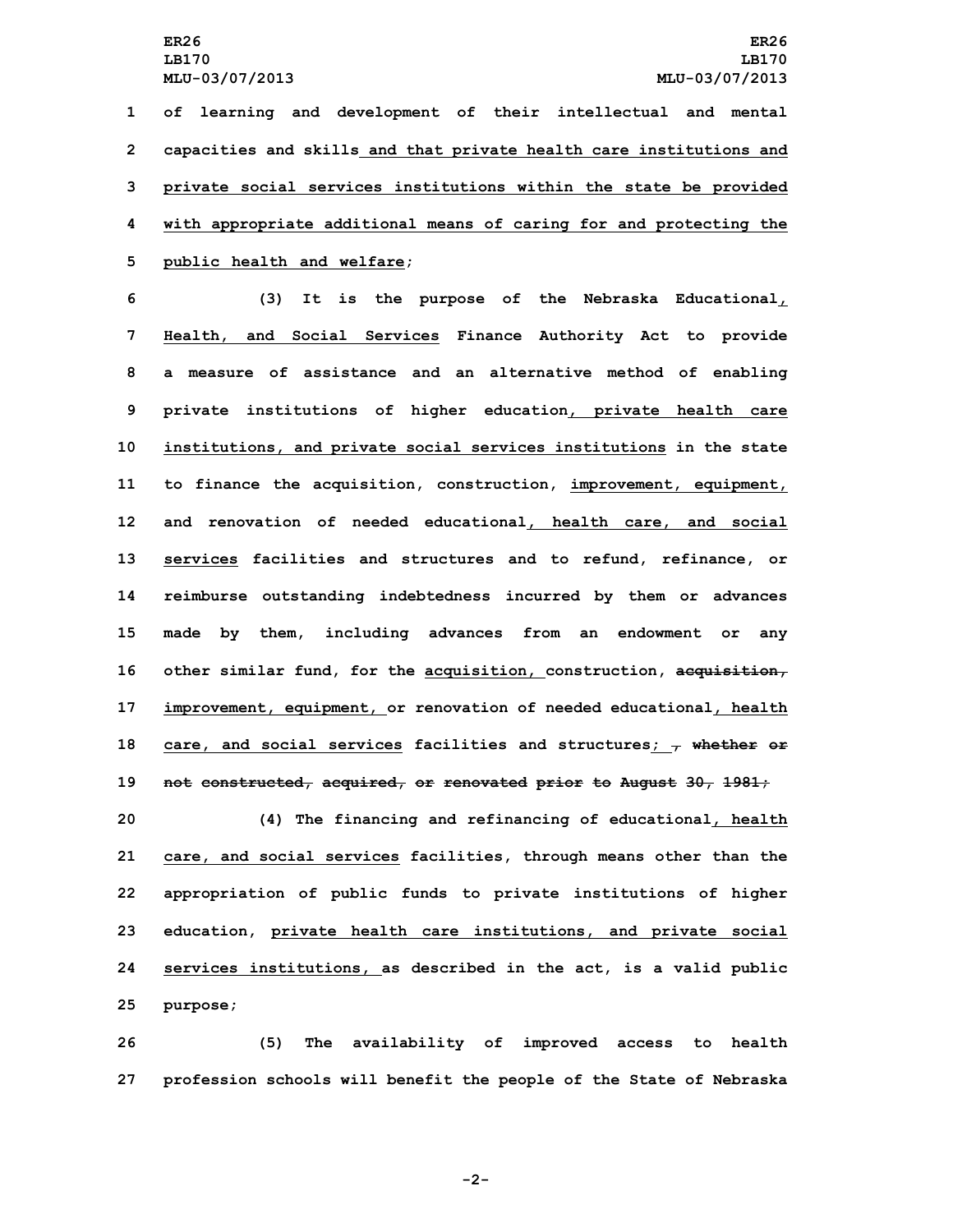of learning and development of their intellectual and mental capacities and skills and that private health care institutions and private social services institutions within the state be provided with appropriate additional means of caring for and protecting the public health and welfare;

(3) It is the purpose of the Nebraska Educational, Health, and Social Services Finance Authority Act to provide a measure of assistance and an alternative method of enabling private institutions of higher education, private health care institutions, and private social services institutions in the state to finance the acquisition, construction, improvement, equipment, and renovation of needed educational, health care, and social services facilities and structures and to refund, refinance, or reimburse outstanding indebtedness incurred by them or advances made by them, including advances from an endowment or any other similar fund, for the acquisition, construction, ~~acquisition,~~ improvement, equipment, or renovation of needed educational, health care, and social services facilities and structures; ~~, whether or not constructed, acquired, or renovated prior to August 30, 1981;~~

(4) The financing and refinancing of educational, health care, and social services facilities, through means other than the appropriation of public funds to private institutions of higher education, private health care institutions, and private social services institutions, as described in the act, is a valid public purpose;

(5) The availability of improved access to health profession schools will benefit the people of the State of Nebraska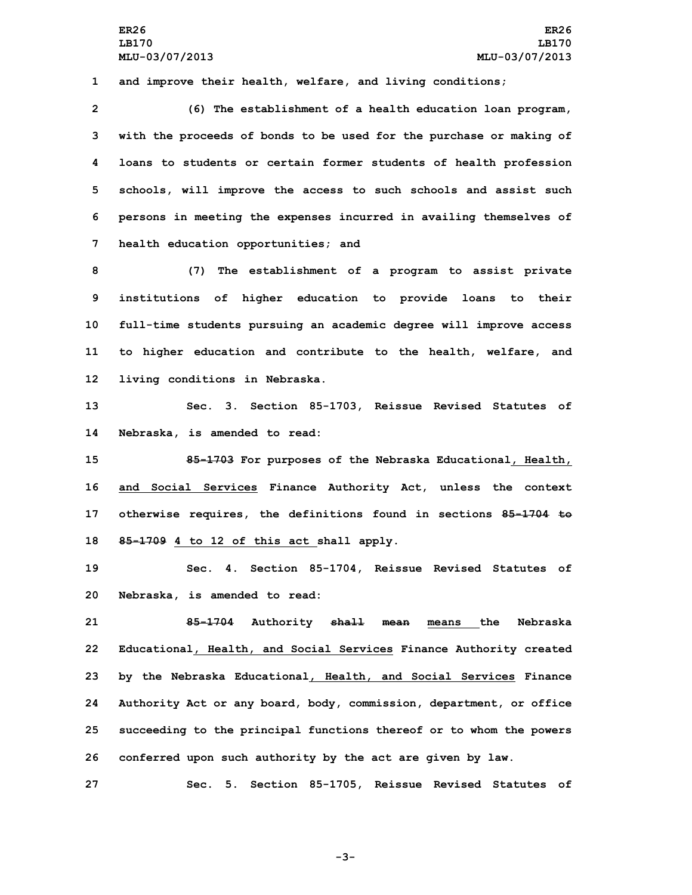and improve their health, welfare, and living conditions;

(6) The establishment of a health education loan program, with the proceeds of bonds to be used for the purchase or making of loans to students or certain former students of health profession schools, will improve the access to such schools and assist such persons in meeting the expenses incurred in availing themselves of health education opportunities; and

(7) The establishment of a program to assist private institutions of higher education to provide loans to their full-time students pursuing an academic degree will improve access to higher education and contribute to the health, welfare, and living conditions in Nebraska.

Sec. 3. Section 85-1703, Reissue Revised Statutes of Nebraska, is amended to read:

~~85-1703~~ For purposes of the Nebraska Educational<u>, Health, and Social Services</u> Finance Authority Act, unless the context otherwise requires, the definitions found in sections ~~85-1704 to 85-1709~~ <u>4 to 12 of this act</u> shall apply.

Sec. 4. Section 85-1704, Reissue Revised Statutes of Nebraska, is amended to read:

~~85-1704~~ Authority ~~shall mean~~ <u>means</u> the Nebraska Educational<u>, Health, and Social Services</u> Finance Authority created by the Nebraska Educational<u>, Health, and Social Services</u> Finance Authority Act or any board, body, commission, department, or office succeeding to the principal functions thereof or to whom the powers conferred upon such authority by the act are given by law.

Sec. 5. Section 85-1705, Reissue Revised Statutes of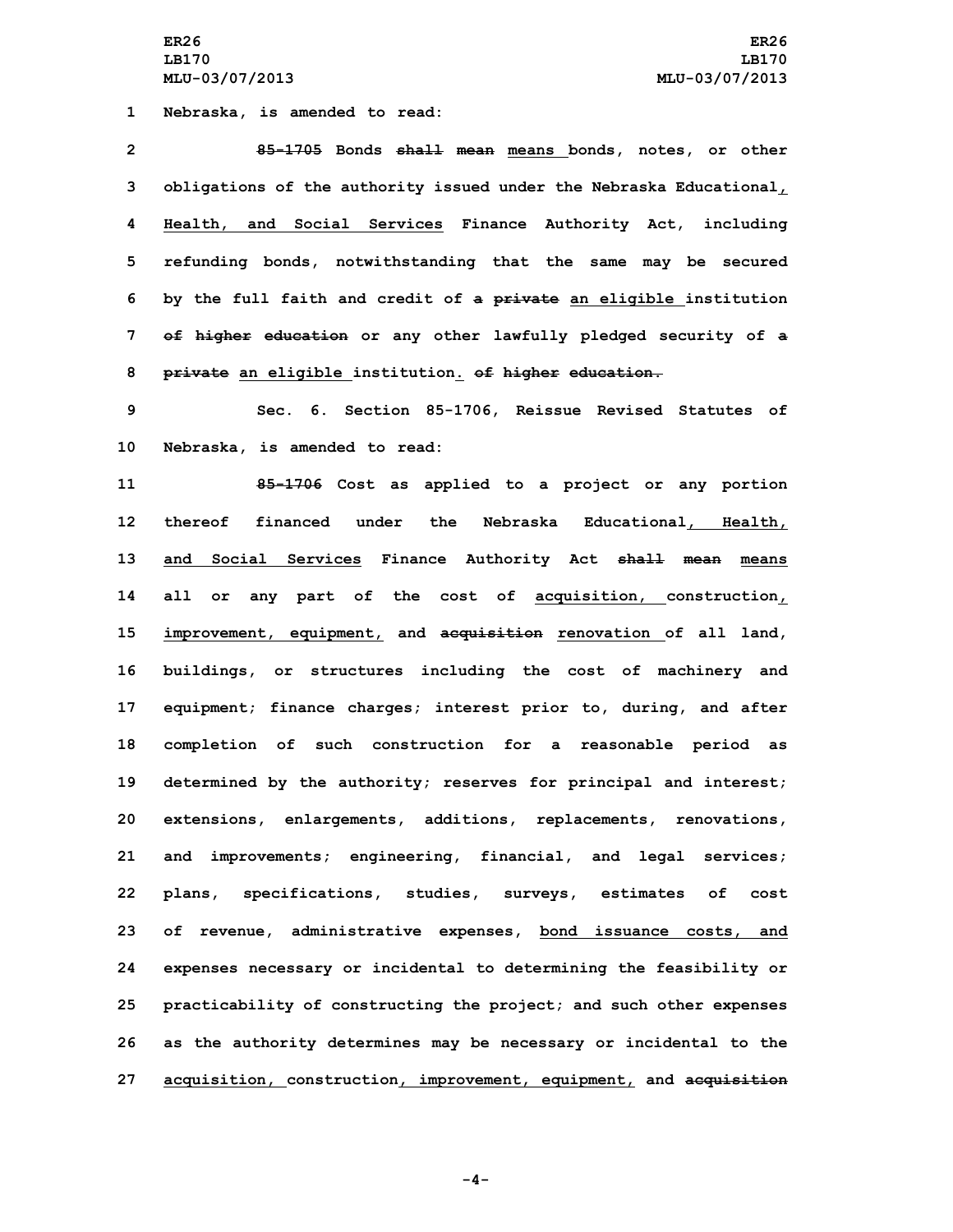1 Nebraska, is amended to read:

2 ~~85-1705~~ Bonds ~~shall mean~~ means bonds, notes, or other
3 obligations of the authority issued under the Nebraska Educational,
4 Health, and Social Services Finance Authority Act, including
5 refunding bonds, notwithstanding that the same may be secured
6 by the full faith and credit of ~~a private~~ an eligible institution
7 ~~of higher education~~ or any other lawfully pledged security of ~~a~~
8 ~~private~~ an eligible institution. ~~of higher education.~~

9 Sec. 6. Section 85-1706, Reissue Revised Statutes of
10 Nebraska, is amended to read:

11 ~~85-1706~~ Cost as applied to a project or any portion
12 thereof financed under the Nebraska Educational, Health,
13 and Social Services Finance Authority Act ~~shall mean~~ means
14 all or any part of the cost of acquisition, construction,
15 improvement, equipment, and ~~acquisition~~ renovation of all land,
16 buildings, or structures including the cost of machinery and
17 equipment; finance charges; interest prior to, during, and after
18 completion of such construction for a reasonable period as
19 determined by the authority; reserves for principal and interest;
20 extensions, enlargements, additions, replacements, renovations,
21 and improvements; engineering, financial, and legal services;
22 plans, specifications, studies, surveys, estimates of cost
23 of revenue, administrative expenses, bond issuance costs, and
24 expenses necessary or incidental to determining the feasibility or
25 practicability of constructing the project; and such other expenses
26 as the authority determines may be necessary or incidental to the
27 acquisition, construction, improvement, equipment, and ~~acquisition~~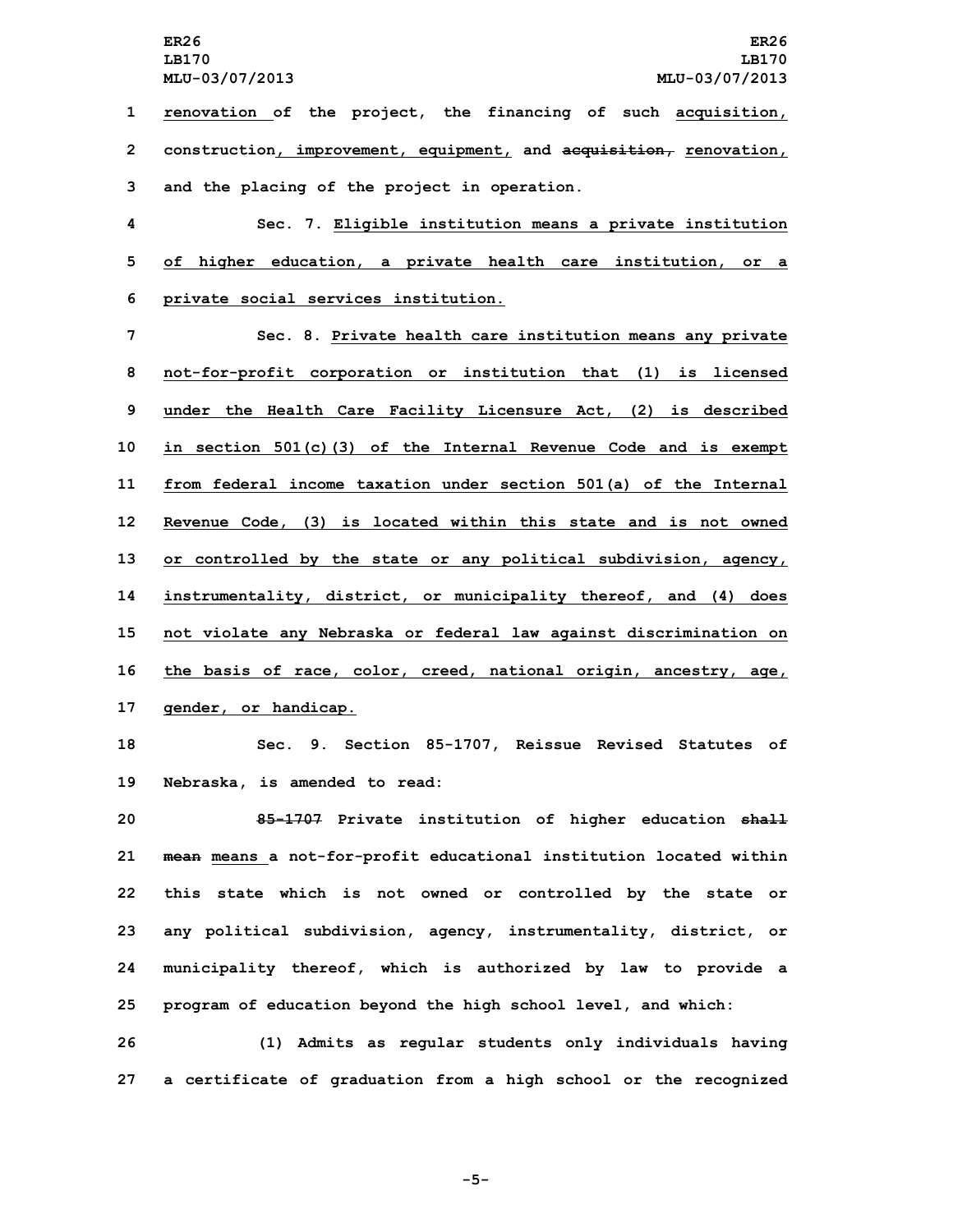renovation of the project, the financing of such acquisition, construction, improvement, equipment, and ~~acquisition,~~ renovation, and the placing of the project in operation.

Sec. 7. Eligible institution means a private institution of higher education, a private health care institution, or a private social services institution.

Sec. 8. Private health care institution means any private not-for-profit corporation or institution that (1) is licensed under the Health Care Facility Licensure Act, (2) is described in section 501(c)(3) of the Internal Revenue Code and is exempt from federal income taxation under section 501(a) of the Internal Revenue Code, (3) is located within this state and is not owned or controlled by the state or any political subdivision, agency, instrumentality, district, or municipality thereof, and (4) does not violate any Nebraska or federal law against discrimination on the basis of race, color, creed, national origin, ancestry, age, gender, or handicap.

Sec. 9. Section 85-1707, Reissue Revised Statutes of Nebraska, is amended to read:

~~85-1707~~ Private institution of higher education ~~shall mean~~ means a not-for-profit educational institution located within this state which is not owned or controlled by the state or any political subdivision, agency, instrumentality, district, or municipality thereof, which is authorized by law to provide a program of education beyond the high school level, and which:

(1) Admits as regular students only individuals having a certificate of graduation from a high school or the recognized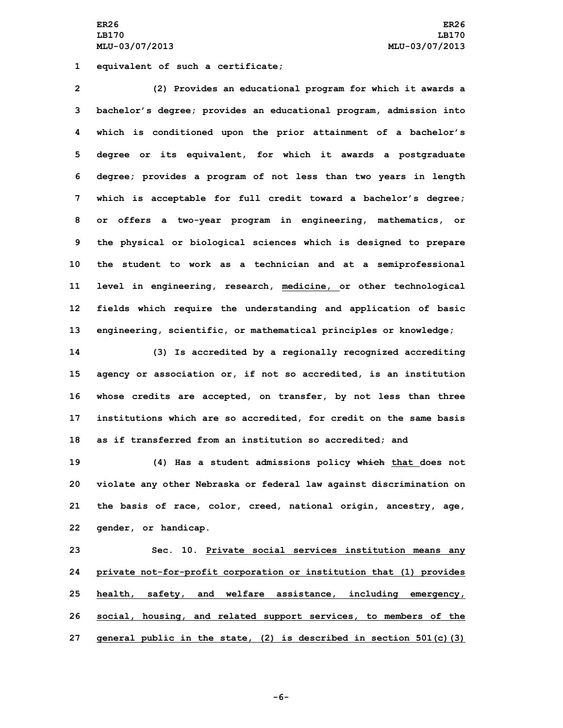equivalent of such a certificate;

(2) Provides an educational program for which it awards a bachelor's degree; provides an educational program, admission into which is conditioned upon the prior attainment of a bachelor's degree or its equivalent, for which it awards a postgraduate degree; provides a program of not less than two years in length which is acceptable for full credit toward a bachelor's degree; or offers a two-year program in engineering, mathematics, or the physical or biological sciences which is designed to prepare the student to work as a technician and at a semiprofessional level in engineering, research, medicine, or other technological fields which require the understanding and application of basic engineering, scientific, or mathematical principles or knowledge;

(3) Is accredited by a regionally recognized accrediting agency or association or, if not so accredited, is an institution whose credits are accepted, on transfer, by not less than three institutions which are so accredited, for credit on the same basis as if transferred from an institution so accredited; and

(4) Has a student admissions policy ~~which~~ that does not violate any other Nebraska or federal law against discrimination on the basis of race, color, creed, national origin, ancestry, age, gender, or handicap.

Sec. 10. Private social services institution means any private not-for-profit corporation or institution that (1) provides health, safety, and welfare assistance, including emergency, social, housing, and related support services, to members of the general public in the state, (2) is described in section 501(c)(3)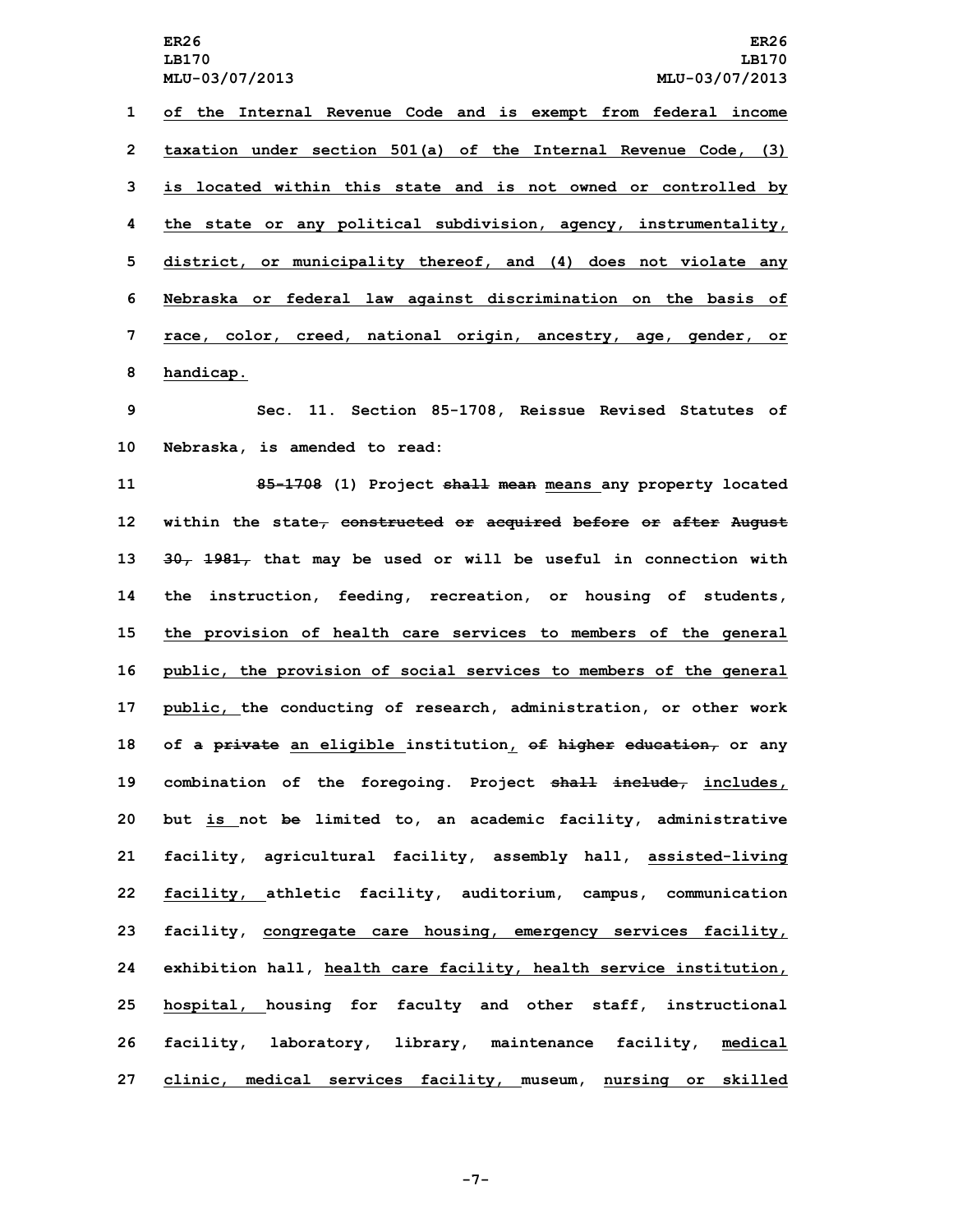of the Internal Revenue Code and is exempt from federal income taxation under section 501(a) of the Internal Revenue Code, (3) is located within this state and is not owned or controlled by the state or any political subdivision, agency, instrumentality, district, or municipality thereof, and (4) does not violate any Nebraska or federal law against discrimination on the basis of race, color, creed, national origin, ancestry, age, gender, or handicap.

Sec. 11. Section 85-1708, Reissue Revised Statutes of Nebraska, is amended to read:

85-1708 (1) Project shall mean means any property located within the state, constructed or acquired before or after August 30, 1981, that may be used or will be useful in connection with the instruction, feeding, recreation, or housing of students, the provision of health care services to members of the general public, the provision of social services to members of the general public, the conducting of research, administration, or other work of a private an eligible institution, of higher education, or any combination of the foregoing. Project shall include, includes, but is not be limited to, an academic facility, administrative facility, agricultural facility, assembly hall, assisted-living facility, athletic facility, auditorium, campus, communication facility, congregate care housing, emergency services facility, exhibition hall, health care facility, health service institution, hospital, housing for faculty and other staff, instructional facility, laboratory, library, maintenance facility, medical clinic, medical services facility, museum, nursing or skilled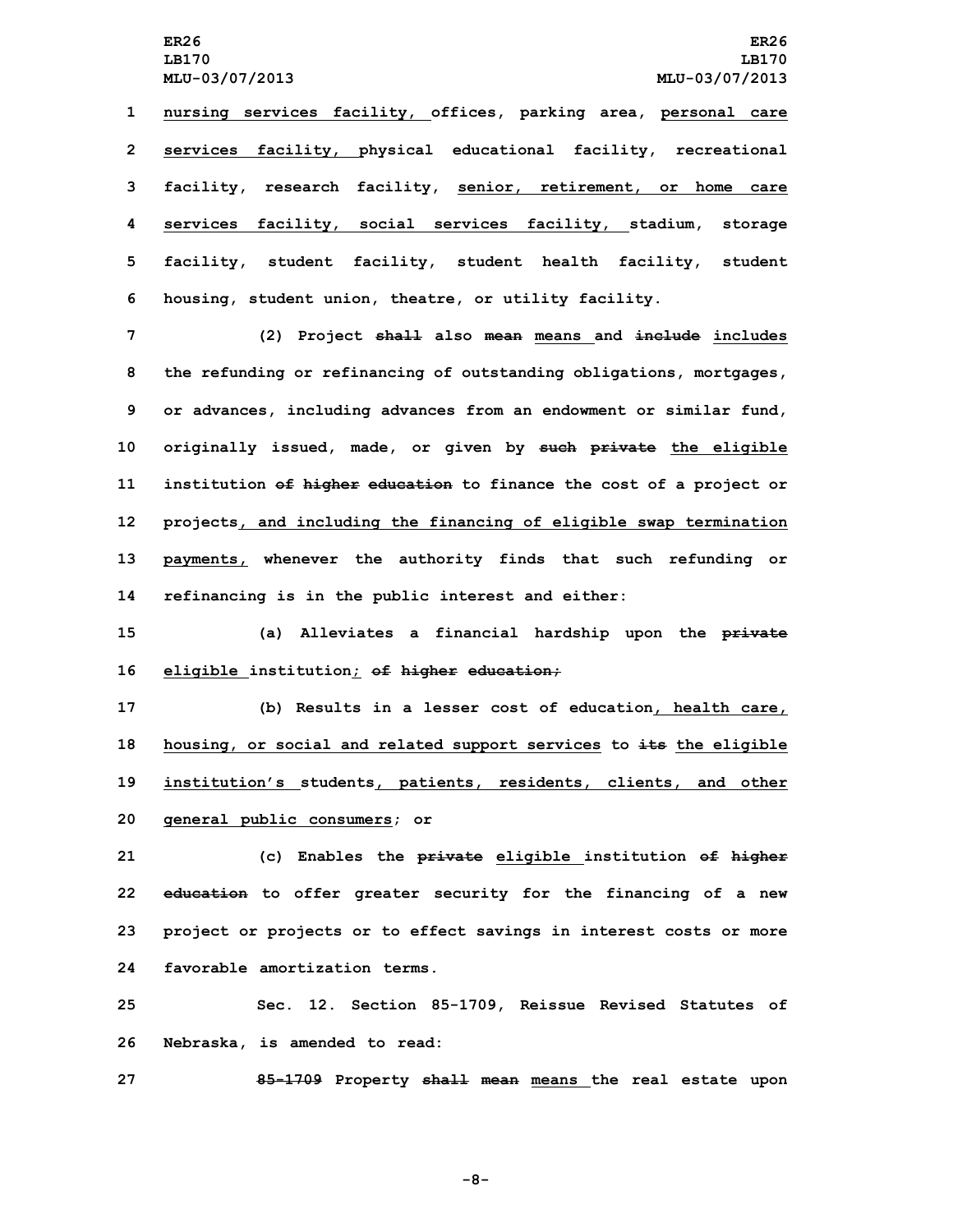nursing services facility, offices, parking area, personal care services facility, physical educational facility, recreational facility, research facility, senior, retirement, or home care services facility, social services facility, stadium, storage facility, student facility, student health facility, student housing, student union, theatre, or utility facility.

(2) Project shall also mean means and include includes the refunding or refinancing of outstanding obligations, mortgages, or advances, including advances from an endowment or similar fund, originally issued, made, or given by such private the eligible institution of higher education to finance the cost of a project or projects, and including the financing of eligible swap termination payments, whenever the authority finds that such refunding or refinancing is in the public interest and either:

(a) Alleviates a financial hardship upon the private eligible institution; of higher education;

(b) Results in a lesser cost of education, health care, housing, or social and related support services to its the eligible institution's students, patients, residents, clients, and other general public consumers; or

(c) Enables the private eligible institution of higher education to offer greater security for the financing of a new project or projects or to effect savings in interest costs or more favorable amortization terms.

Sec. 12. Section 85-1709, Reissue Revised Statutes of Nebraska, is amended to read:

85-1709 Property shall mean means the real estate upon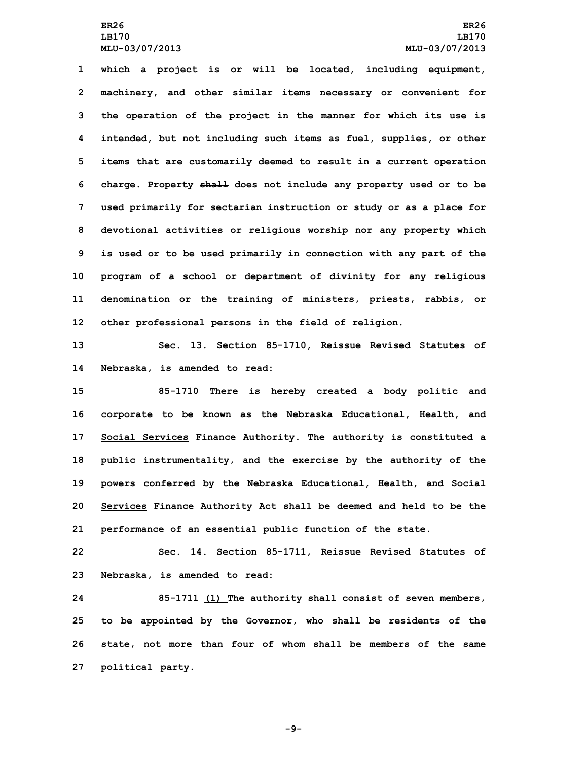which a project is or will be located, including equipment, machinery, and other similar items necessary or convenient for the operation of the project in the manner for which its use is intended, but not including such items as fuel, supplies, or other items that are customarily deemed to result in a current operation charge. Property ~~shall~~ does not include any property used or to be used primarily for sectarian instruction or study or as a place for devotional activities or religious worship nor any property which is used or to be used primarily in connection with any part of the program of a school or department of divinity for any religious denomination or the training of ministers, priests, rabbis, or other professional persons in the field of religion.

Sec. 13. Section 85-1710, Reissue Revised Statutes of Nebraska, is amended to read:

~~85-1710~~ There is hereby created a body politic and corporate to be known as the Nebraska Educational, Health, and Social Services Finance Authority. The authority is constituted a public instrumentality, and the exercise by the authority of the powers conferred by the Nebraska Educational, Health, and Social Services Finance Authority Act shall be deemed and held to be the performance of an essential public function of the state.

Sec. 14. Section 85-1711, Reissue Revised Statutes of Nebraska, is amended to read:

~~85-1711~~ (1) The authority shall consist of seven members, to be appointed by the Governor, who shall be residents of the state, not more than four of whom shall be members of the same political party.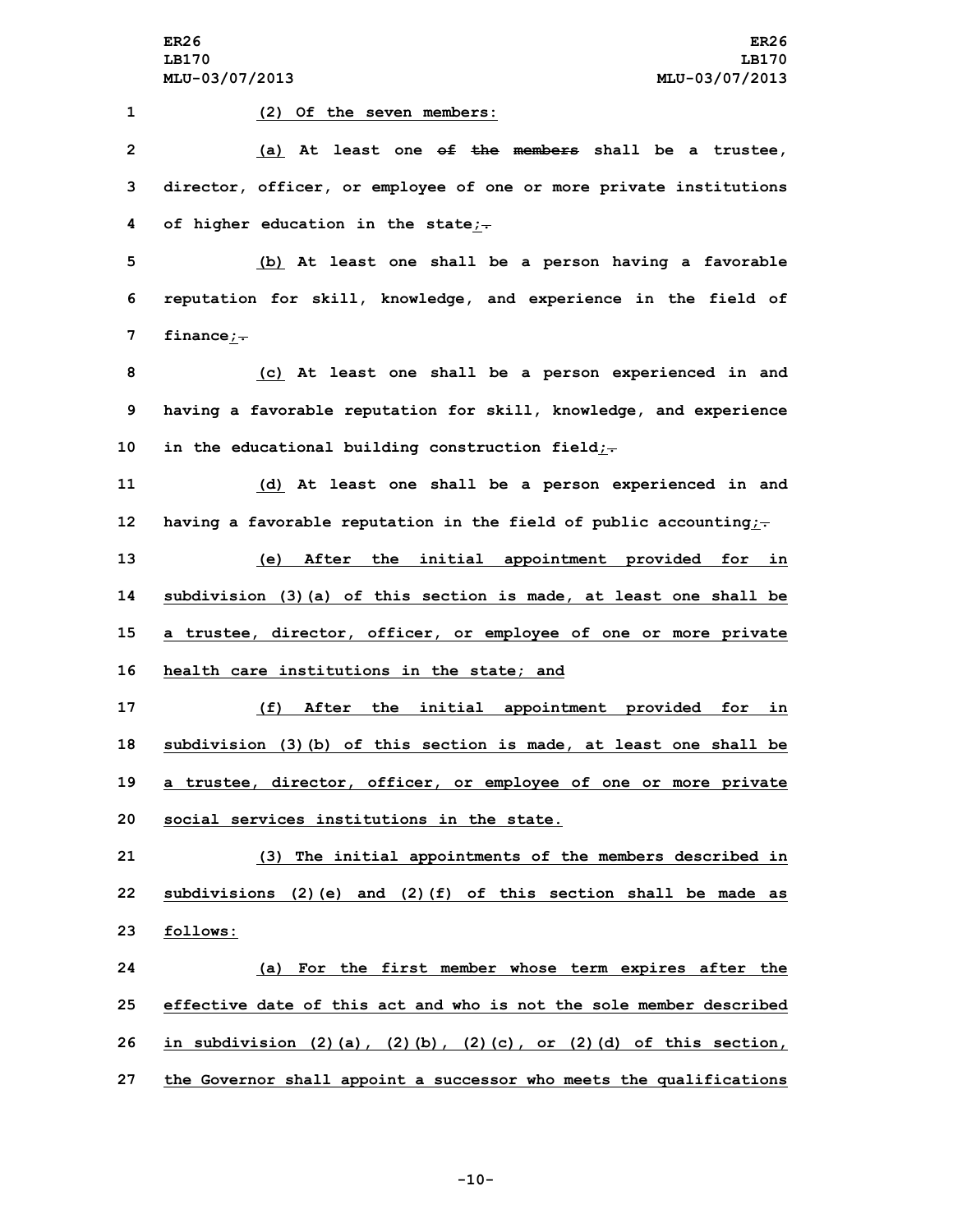(2) Of the seven members:

(a) At least one ~~of the members~~ shall be a trustee, director, officer, or employee of one or more private institutions of higher education in the state;~~.~~

(b) At least one shall be a person having a favorable reputation for skill, knowledge, and experience in the field of finance;~~.~~

(c) At least one shall be a person experienced in and having a favorable reputation for skill, knowledge, and experience in the educational building construction field;~~.~~

(d) At least one shall be a person experienced in and having a favorable reputation in the field of public accounting;~~.~~

(e) After the initial appointment provided for in subdivision (3)(a) of this section is made, at least one shall be a trustee, director, officer, or employee of one or more private health care institutions in the state; and

(f) After the initial appointment provided for in subdivision (3)(b) of this section is made, at least one shall be a trustee, director, officer, or employee of one or more private social services institutions in the state.

(3) The initial appointments of the members described in subdivisions (2)(e) and (2)(f) of this section shall be made as follows:

(a) For the first member whose term expires after the effective date of this act and who is not the sole member described in subdivision (2)(a), (2)(b), (2)(c), or (2)(d) of this section, the Governor shall appoint a successor who meets the qualifications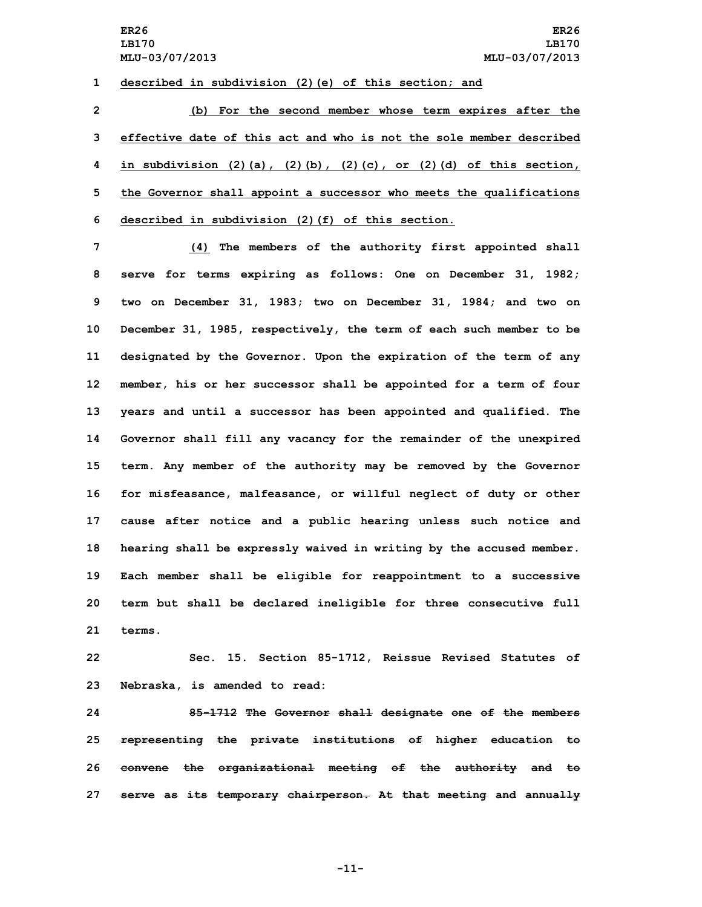described in subdivision (2)(e) of this section; and

(b) For the second member whose term expires after the effective date of this act and who is not the sole member described in subdivision (2)(a), (2)(b), (2)(c), or (2)(d) of this section, the Governor shall appoint a successor who meets the qualifications described in subdivision (2)(f) of this section.

(4) The members of the authority first appointed shall serve for terms expiring as follows: One on December 31, 1982; two on December 31, 1983; two on December 31, 1984; and two on December 31, 1985, respectively, the term of each such member to be designated by the Governor. Upon the expiration of the term of any member, his or her successor shall be appointed for a term of four years and until a successor has been appointed and qualified. The Governor shall fill any vacancy for the remainder of the unexpired term. Any member of the authority may be removed by the Governor for misfeasance, malfeasance, or willful neglect of duty or other cause after notice and a public hearing unless such notice and hearing shall be expressly waived in writing by the accused member. Each member shall be eligible for reappointment to a successive term but shall be declared ineligible for three consecutive full terms.

Sec. 15. Section 85-1712, Reissue Revised Statutes of Nebraska, is amended to read:

~~85-1712 The Governor shall designate one of the members representing the private institutions of higher education to convene the organizational meeting of the authority and to serve as its temporary chairperson. At that meeting and annually~~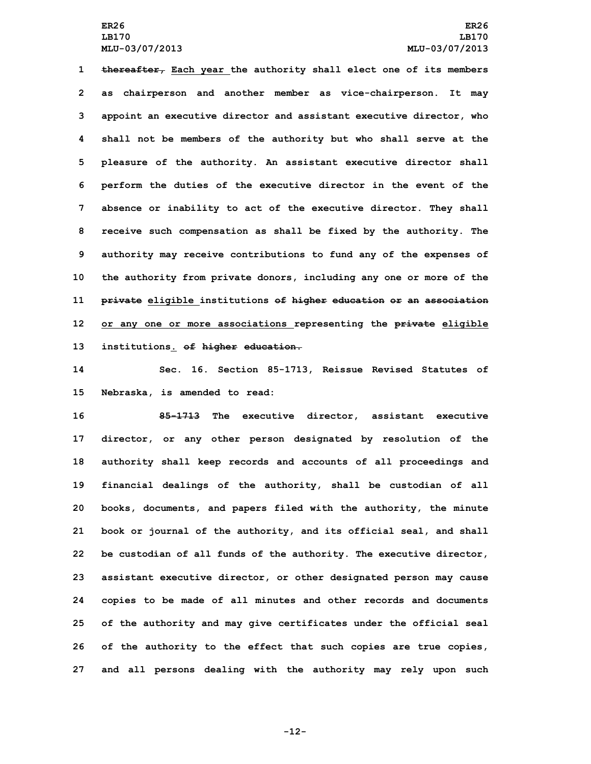~~thereafter,~~ Each year the authority shall elect one of its members as chairperson and another member as vice-chairperson. It may appoint an executive director and assistant executive director, who shall not be members of the authority but who shall serve at the pleasure of the authority. An assistant executive director shall perform the duties of the executive director in the event of the absence or inability to act of the executive director. They shall receive such compensation as shall be fixed by the authority. The authority may receive contributions to fund any of the expenses of the authority from private donors, including any one or more of the ~~private~~ eligible institutions ~~of higher education or an association~~ or any one or more associations representing the ~~private~~ eligible institutions. ~~of higher education.~~

Sec. 16. Section 85-1713, Reissue Revised Statutes of Nebraska, is amended to read:

~~85-1713~~ The executive director, assistant executive director, or any other person designated by resolution of the authority shall keep records and accounts of all proceedings and financial dealings of the authority, shall be custodian of all books, documents, and papers filed with the authority, the minute book or journal of the authority, and its official seal, and shall be custodian of all funds of the authority. The executive director, assistant executive director, or other designated person may cause copies to be made of all minutes and other records and documents of the authority and may give certificates under the official seal of the authority to the effect that such copies are true copies, and all persons dealing with the authority may rely upon such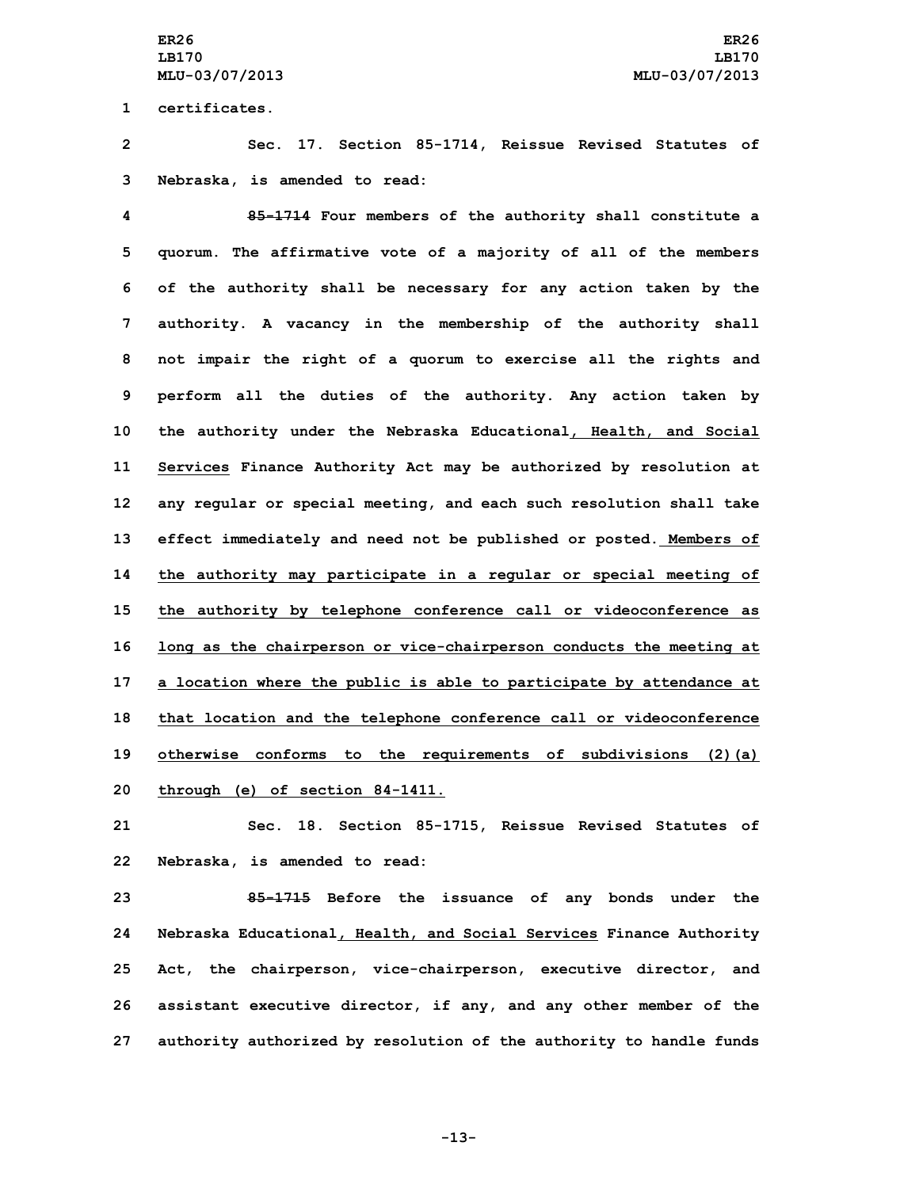certificates.

Sec. 17. Section 85-1714, Reissue Revised Statutes of Nebraska, is amended to read:

~~85-1714~~ Four members of the authority shall constitute a quorum. The affirmative vote of a majority of all of the members of the authority shall be necessary for any action taken by the authority. A vacancy in the membership of the authority shall not impair the right of a quorum to exercise all the rights and perform all the duties of the authority. Any action taken by the authority under the Nebraska Educational, Health, and Social Services Finance Authority Act may be authorized by resolution at any regular or special meeting, and each such resolution shall take effect immediately and need not be published or posted. Members of the authority may participate in a regular or special meeting of the authority by telephone conference call or videoconference as long as the chairperson or vice-chairperson conducts the meeting at a location where the public is able to participate by attendance at that location and the telephone conference call or videoconference otherwise conforms to the requirements of subdivisions (2)(a) through (e) of section 84-1411.

Sec. 18. Section 85-1715, Reissue Revised Statutes of Nebraska, is amended to read:

~~85-1715~~ Before the issuance of any bonds under the Nebraska Educational, Health, and Social Services Finance Authority Act, the chairperson, vice-chairperson, executive director, and assistant executive director, if any, and any other member of the authority authorized by resolution of the authority to handle funds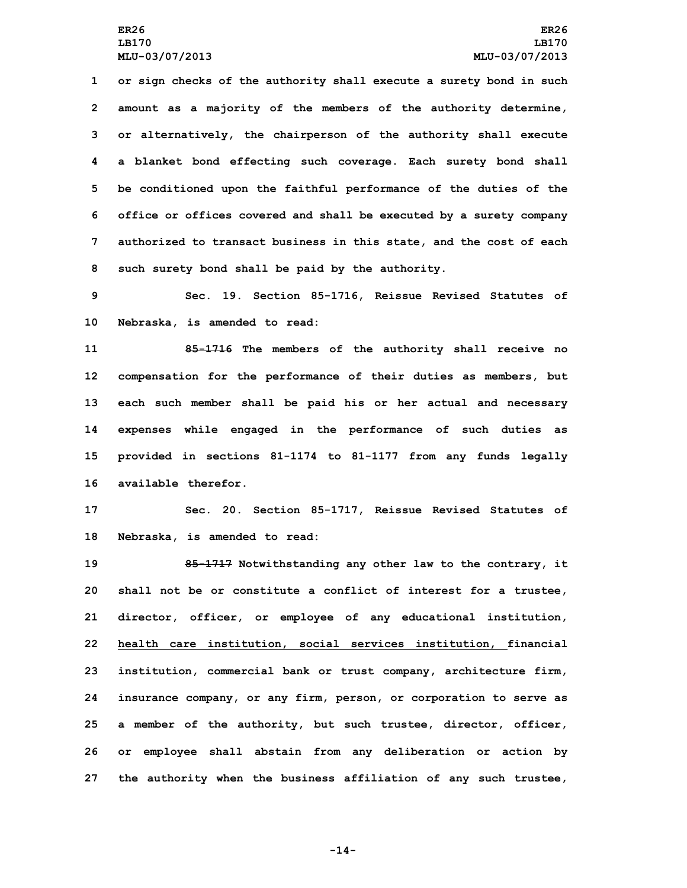or sign checks of the authority shall execute a surety bond in such amount as a majority of the members of the authority determine, or alternatively, the chairperson of the authority shall execute a blanket bond effecting such coverage. Each surety bond shall be conditioned upon the faithful performance of the duties of the office or offices covered and shall be executed by a surety company authorized to transact business in this state, and the cost of each such surety bond shall be paid by the authority.

Sec. 19. Section 85-1716, Reissue Revised Statutes of Nebraska, is amended to read:

~~85-1716~~ The members of the authority shall receive no compensation for the performance of their duties as members, but each such member shall be paid his or her actual and necessary expenses while engaged in the performance of such duties as provided in sections 81-1174 to 81-1177 from any funds legally available therefor.

Sec. 20. Section 85-1717, Reissue Revised Statutes of Nebraska, is amended to read:

~~85-1717~~ Notwithstanding any other law to the contrary, it shall not be or constitute a conflict of interest for a trustee, director, officer, or employee of any educational institution, <u>health care institution, social services institution, </u>financial institution, commercial bank or trust company, architecture firm, insurance company, or any firm, person, or corporation to serve as a member of the authority, but such trustee, director, officer, or employee shall abstain from any deliberation or action by the authority when the business affiliation of any such trustee,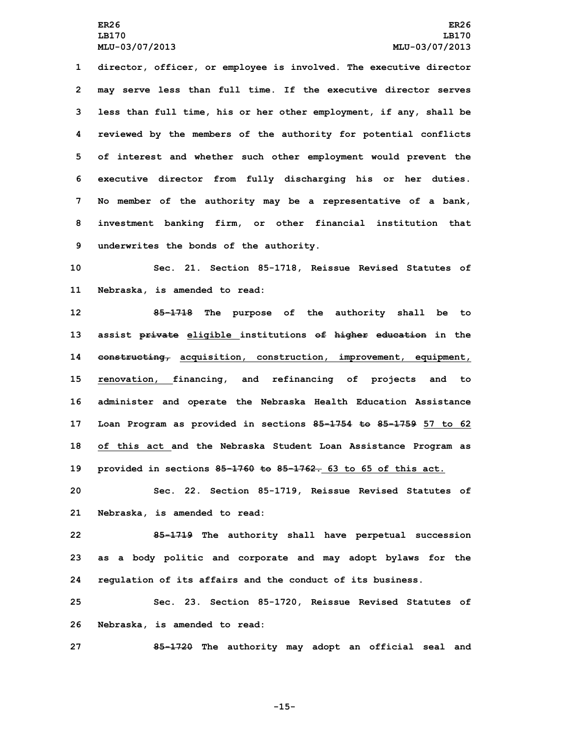director, officer, or employee is involved. The executive director may serve less than full time. If the executive director serves less than full time, his or her other employment, if any, shall be reviewed by the members of the authority for potential conflicts of interest and whether such other employment would prevent the executive director from fully discharging his or her duties. No member of the authority may be a representative of a bank, investment banking firm, or other financial institution that underwrites the bonds of the authority.

Sec. 21. Section 85-1718, Reissue Revised Statutes of Nebraska, is amended to read:

~~85-1718~~ The purpose of the authority shall be to assist ~~private~~ eligible institutions ~~of higher education~~ in the ~~constructing,~~ acquisition, construction, improvement, equipment, renovation, financing, and refinancing of projects and to administer and operate the Nebraska Health Education Assistance Loan Program as provided in sections ~~85-1754 to 85-1759~~ 57 to 62 of this act and the Nebraska Student Loan Assistance Program as provided in sections ~~85-1760 to 85-1762.~~ 63 to 65 of this act.

Sec. 22. Section 85-1719, Reissue Revised Statutes of Nebraska, is amended to read:

~~85-1719~~ The authority shall have perpetual succession as a body politic and corporate and may adopt bylaws for the regulation of its affairs and the conduct of its business.

Sec. 23. Section 85-1720, Reissue Revised Statutes of Nebraska, is amended to read:

~~85-1720~~ The authority may adopt an official seal and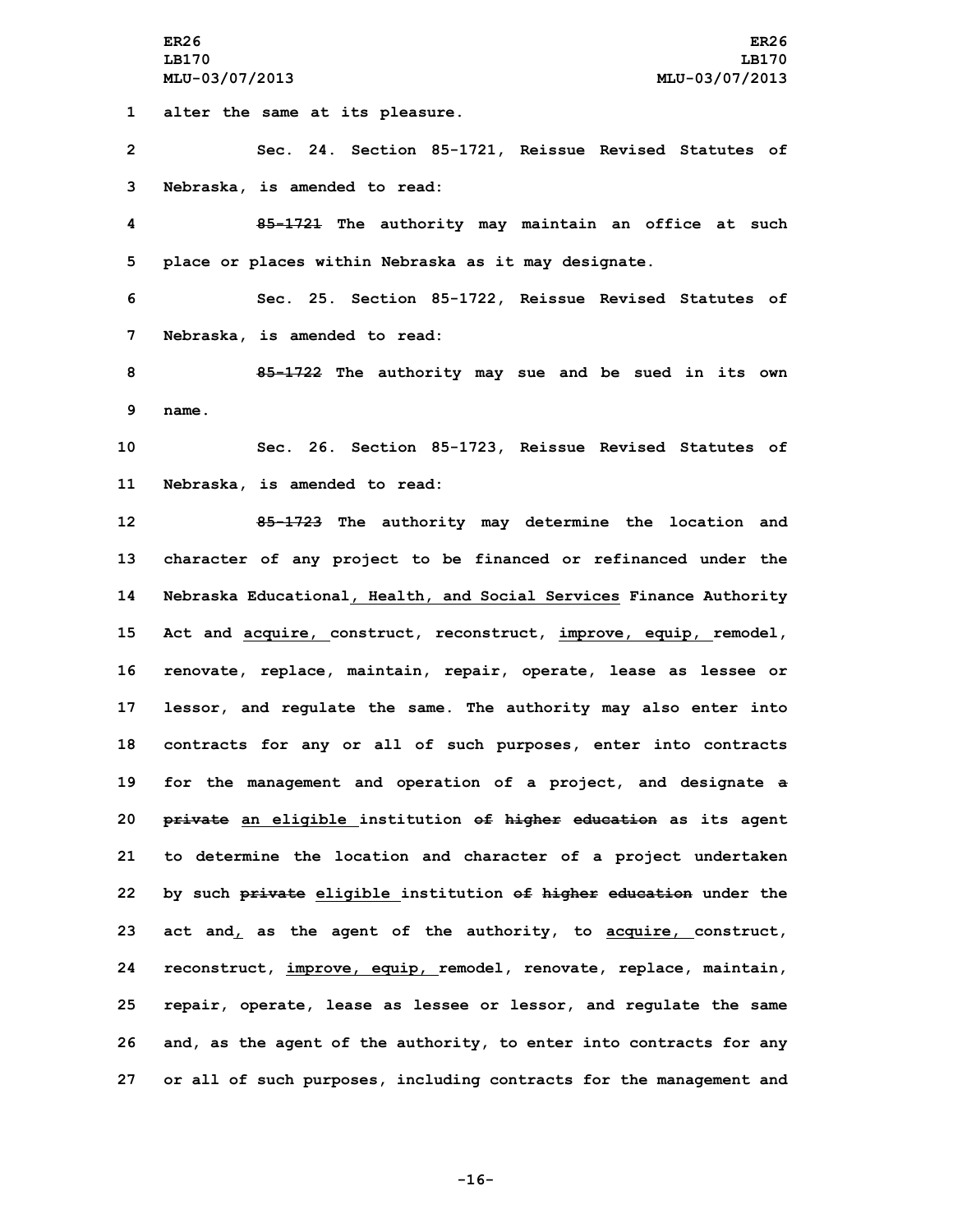1 alter the same at its pleasure.

2 Sec. 24. Section 85-1721, Reissue Revised Statutes of

3 Nebraska, is amended to read:

4 ~~85-1721~~ The authority may maintain an office at such

5 place or places within Nebraska as it may designate.

6 Sec. 25. Section 85-1722, Reissue Revised Statutes of

7 Nebraska, is amended to read:

8 ~~85-1722~~ The authority may sue and be sued in its own

9 name.

10 Sec. 26. Section 85-1723, Reissue Revised Statutes of

11 Nebraska, is amended to read:

12 ~~85-1723~~ The authority may determine the location and

13 character of any project to be financed or refinanced under the

14 Nebraska Educational<u>, Health, and Social Services</u> Finance Authority

15 Act and <u>acquire,</u> construct, reconstruct, <u>improve, equip,</u> remodel,

16 renovate, replace, maintain, repair, operate, lease as lessee or

17 lessor, and regulate the same. The authority may also enter into

18 contracts for any or all of such purposes, enter into contracts

19 for the management and operation of a project, and designate ~~a~~

20 ~~private~~ <u>an eligible</u> institution ~~of higher education~~ as its agent

21 to determine the location and character of a project undertaken

22 by such ~~private~~ <u>eligible</u> institution ~~of higher education~~ under the

23 act and<u>,</u> as the agent of the authority, to <u>acquire,</u> construct,

24 reconstruct, <u>improve, equip,</u> remodel, renovate, replace, maintain,

25 repair, operate, lease as lessee or lessor, and regulate the same

26 and, as the agent of the authority, to enter into contracts for any

27 or all of such purposes, including contracts for the management and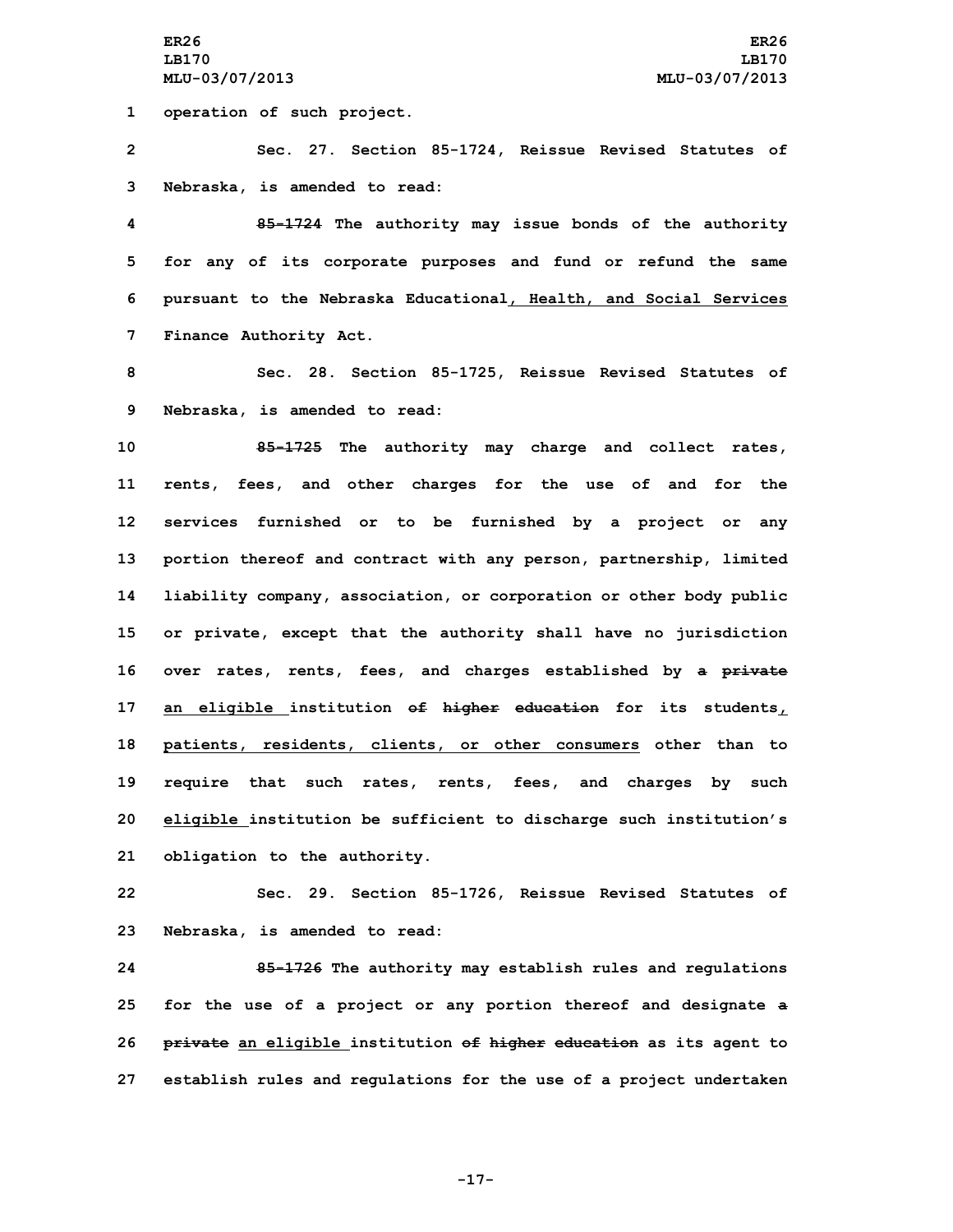1 operation of such project.

2 Sec. 27. Section 85-1724, Reissue Revised Statutes of

3 Nebraska, is amended to read:

4 ~~85-1724~~ The authority may issue bonds of the authority

5 for any of its corporate purposes and fund or refund the same

6 pursuant to the Nebraska Educational, Health, and Social Services

7 Finance Authority Act.

8 Sec. 28. Section 85-1725, Reissue Revised Statutes of

9 Nebraska, is amended to read:

10 ~~85-1725~~ The authority may charge and collect rates,

11 rents, fees, and other charges for the use of and for the

12 services furnished or to be furnished by a project or any

13 portion thereof and contract with any person, partnership, limited

14 liability company, association, or corporation or other body public

15 or private, except that the authority shall have no jurisdiction

16 over rates, rents, fees, and charges established by ~~a private~~

17 an eligible institution ~~of higher education~~ for its students,

18 patients, residents, clients, or other consumers other than to

19 require that such rates, rents, fees, and charges by such

20 eligible institution be sufficient to discharge such institution's

21 obligation to the authority.

22 Sec. 29. Section 85-1726, Reissue Revised Statutes of

23 Nebraska, is amended to read:

24 ~~85-1726~~ The authority may establish rules and regulations

25 for the use of a project or any portion thereof and designate ~~a~~

26 ~~private~~ an eligible institution ~~of higher education~~ as its agent to

27 establish rules and regulations for the use of a project undertaken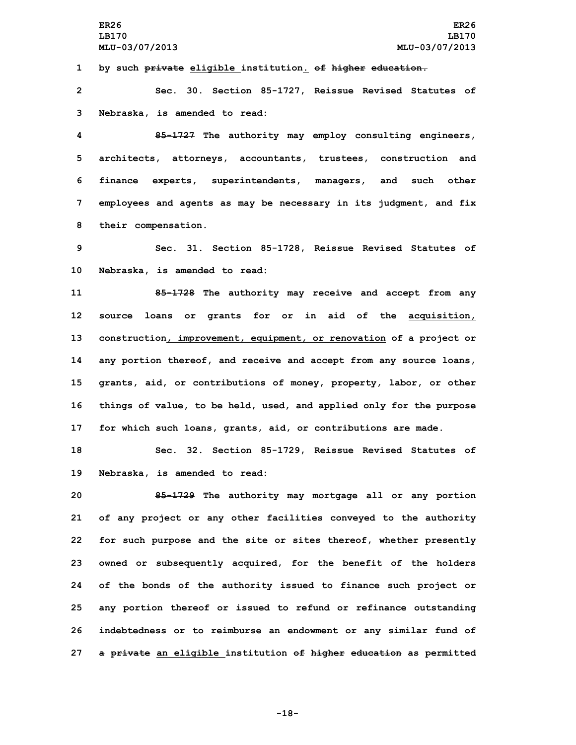1 by such ~~private~~ eligible institution. ~~of higher education.~~

2 Sec. 30. Section 85-1727, Reissue Revised Statutes of

3 Nebraska, is amended to read:

4 ~~85-1727~~ The authority may employ consulting engineers,

5 architects, attorneys, accountants, trustees, construction and

6 finance experts, superintendents, managers, and such other

7 employees and agents as may be necessary in its judgment, and fix

8 their compensation.

9 Sec. 31. Section 85-1728, Reissue Revised Statutes of

10 Nebraska, is amended to read:

11 ~~85-1728~~ The authority may receive and accept from any

12 source loans or grants for or in aid of the acquisition,

13 construction, improvement, equipment, or renovation of a project or

14 any portion thereof, and receive and accept from any source loans,

15 grants, aid, or contributions of money, property, labor, or other

16 things of value, to be held, used, and applied only for the purpose

17 for which such loans, grants, aid, or contributions are made.

18 Sec. 32. Section 85-1729, Reissue Revised Statutes of

19 Nebraska, is amended to read:

20 ~~85-1729~~ The authority may mortgage all or any portion

21 of any project or any other facilities conveyed to the authority

22 for such purpose and the site or sites thereof, whether presently

23 owned or subsequently acquired, for the benefit of the holders

24 of the bonds of the authority issued to finance such project or

25 any portion thereof or issued to refund or refinance outstanding

26 indebtedness or to reimburse an endowment or any similar fund of

27 ~~a private~~ an eligible institution ~~of higher education~~ as permitted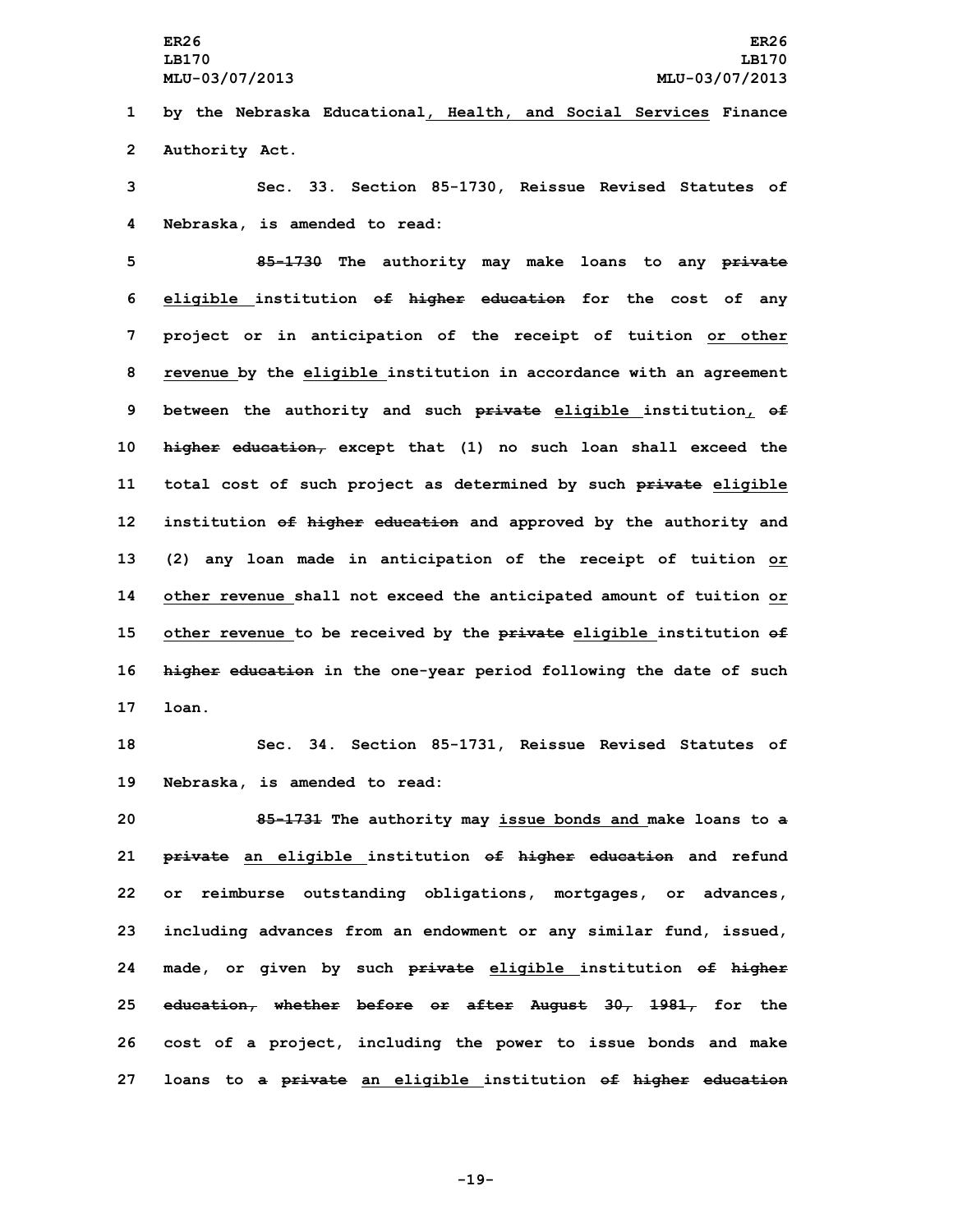by the Nebraska Educational, Health, and Social Services Finance Authority Act.

Sec. 33. Section 85-1730, Reissue Revised Statutes of Nebraska, is amended to read:

85-1730 The authority may make loans to any private eligible institution of higher education for the cost of any project or in anticipation of the receipt of tuition or other revenue by the eligible institution in accordance with an agreement between the authority and such private eligible institution, of higher education, except that (1) no such loan shall exceed the total cost of such project as determined by such private eligible institution of higher education and approved by the authority and (2) any loan made in anticipation of the receipt of tuition or other revenue shall not exceed the anticipated amount of tuition or other revenue to be received by the private eligible institution of higher education in the one-year period following the date of such loan.

Sec. 34. Section 85-1731, Reissue Revised Statutes of Nebraska, is amended to read:

85-1731 The authority may issue bonds and make loans to a private an eligible institution of higher education and refund or reimburse outstanding obligations, mortgages, or advances, including advances from an endowment or any similar fund, issued, made, or given by such private eligible institution of higher education, whether before or after August 30, 1981, for the cost of a project, including the power to issue bonds and make loans to a private an eligible institution of higher education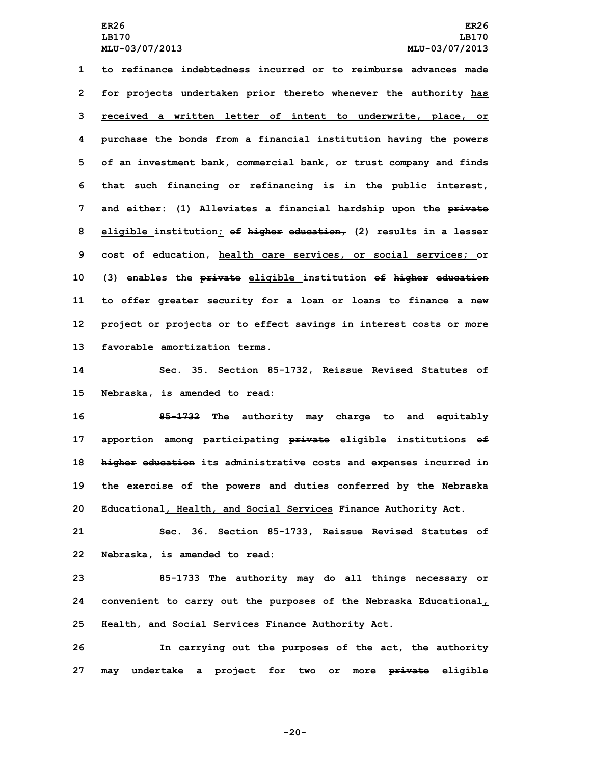to refinance indebtedness incurred or to reimburse advances made for projects undertaken prior thereto whenever the authority has received a written letter of intent to underwrite, place, or purchase the bonds from a financial institution having the powers of an investment bank, commercial bank, or trust company and finds that such financing or refinancing is in the public interest, and either: (1) Alleviates a financial hardship upon the ~~private~~ eligible institution; ~~of higher education,~~ (2) results in a lesser cost of education, health care services, or social services; or (3) enables the ~~private~~ eligible institution ~~of higher education~~ to offer greater security for a loan or loans to finance a new project or projects or to effect savings in interest costs or more favorable amortization terms.

Sec. 35. Section 85-1732, Reissue Revised Statutes of Nebraska, is amended to read:

~~85-1732~~ The authority may charge to and equitably apportion among participating ~~private~~ eligible institutions ~~of higher education~~ its administrative costs and expenses incurred in the exercise of the powers and duties conferred by the Nebraska Educational, Health, and Social Services Finance Authority Act.

Sec. 36. Section 85-1733, Reissue Revised Statutes of Nebraska, is amended to read:

~~85-1733~~ The authority may do all things necessary or convenient to carry out the purposes of the Nebraska Educational, Health, and Social Services Finance Authority Act.

In carrying out the purposes of the act, the authority may undertake a project for two or more ~~private~~ eligible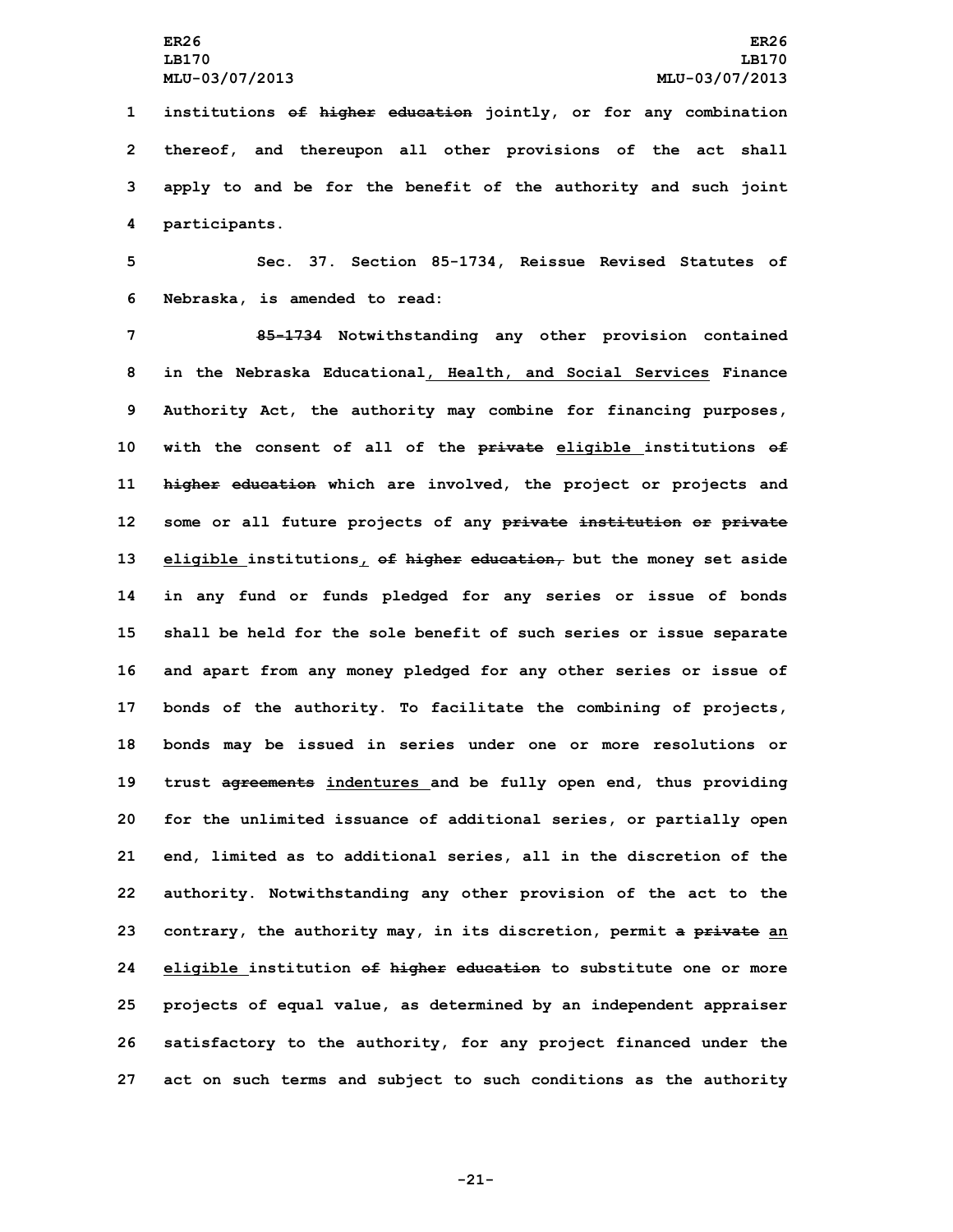institutions ~~of higher education~~ jointly, or for any combination thereof, and thereupon all other provisions of the act shall apply to and be for the benefit of the authority and such joint participants.

Sec. 37. Section 85-1734, Reissue Revised Statutes of Nebraska, is amended to read:

~~85-1734~~ Notwithstanding any other provision contained in the Nebraska Educational, Health, and Social Services Finance Authority Act, the authority may combine for financing purposes, with the consent of all of the ~~private~~ eligible institutions ~~of higher education~~ which are involved, the project or projects and some or all future projects of any ~~private institution or private~~ eligible institutions, ~~of higher education,~~ but the money set aside in any fund or funds pledged for any series or issue of bonds shall be held for the sole benefit of such series or issue separate and apart from any money pledged for any other series or issue of bonds of the authority. To facilitate the combining of projects, bonds may be issued in series under one or more resolutions or trust ~~agreements~~ indentures and be fully open end, thus providing for the unlimited issuance of additional series, or partially open end, limited as to additional series, all in the discretion of the authority. Notwithstanding any other provision of the act to the contrary, the authority may, in its discretion, permit ~~a private~~ an eligible institution ~~of higher education~~ to substitute one or more projects of equal value, as determined by an independent appraiser satisfactory to the authority, for any project financed under the act on such terms and subject to such conditions as the authority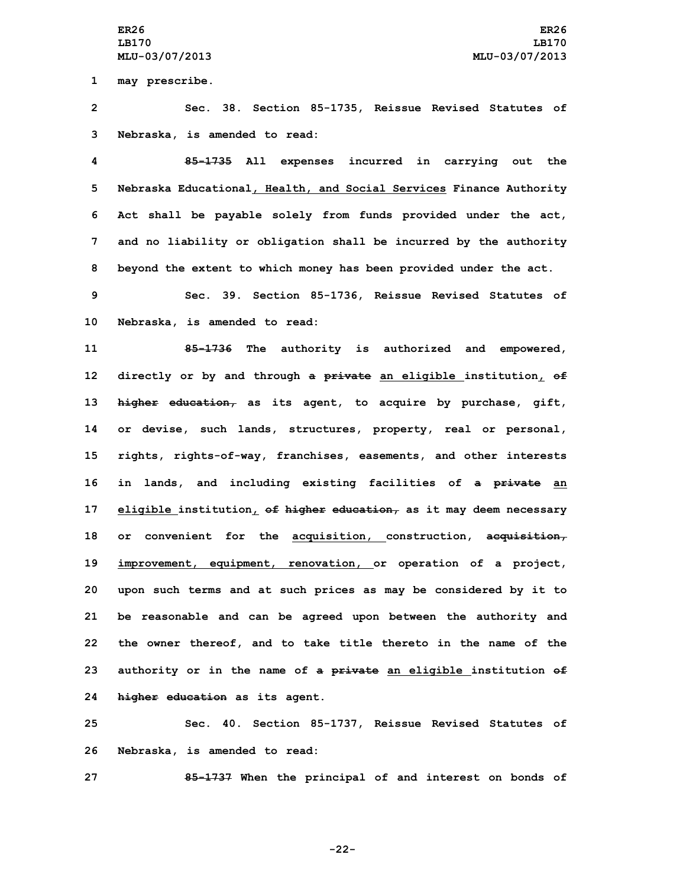may prescribe.

Sec. 38. Section 85-1735, Reissue Revised Statutes of Nebraska, is amended to read:

~~85-1735~~ All expenses incurred in carrying out the Nebraska Educational<u>, Health, and Social Services</u> Finance Authority Act shall be payable solely from funds provided under the act, and no liability or obligation shall be incurred by the authority beyond the extent to which money has been provided under the act.

Sec. 39. Section 85-1736, Reissue Revised Statutes of Nebraska, is amended to read:

~~85-1736~~ The authority is authorized and empowered, directly or by and through ~~a private~~ <u>an eligible</u> institution<u>,</u> ~~of higher education,~~ as its agent, to acquire by purchase, gift, or devise, such lands, structures, property, real or personal, rights, rights-of-way, franchises, easements, and other interests in lands, and including existing facilities of ~~a private~~ <u>an eligible</u> institution<u>,</u> ~~of higher education,~~ as it may deem necessary or convenient for the <u>acquisition,</u> construction, ~~acquisition,~~ <u>improvement, equipment, renovation,</u> or operation of a project, upon such terms and at such prices as may be considered by it to be reasonable and can be agreed upon between the authority and the owner thereof, and to take title thereto in the name of the authority or in the name of ~~a private~~ <u>an eligible</u> institution ~~of higher education~~ as its agent.

Sec. 40. Section 85-1737, Reissue Revised Statutes of Nebraska, is amended to read:

~~85-1737~~ When the principal of and interest on bonds of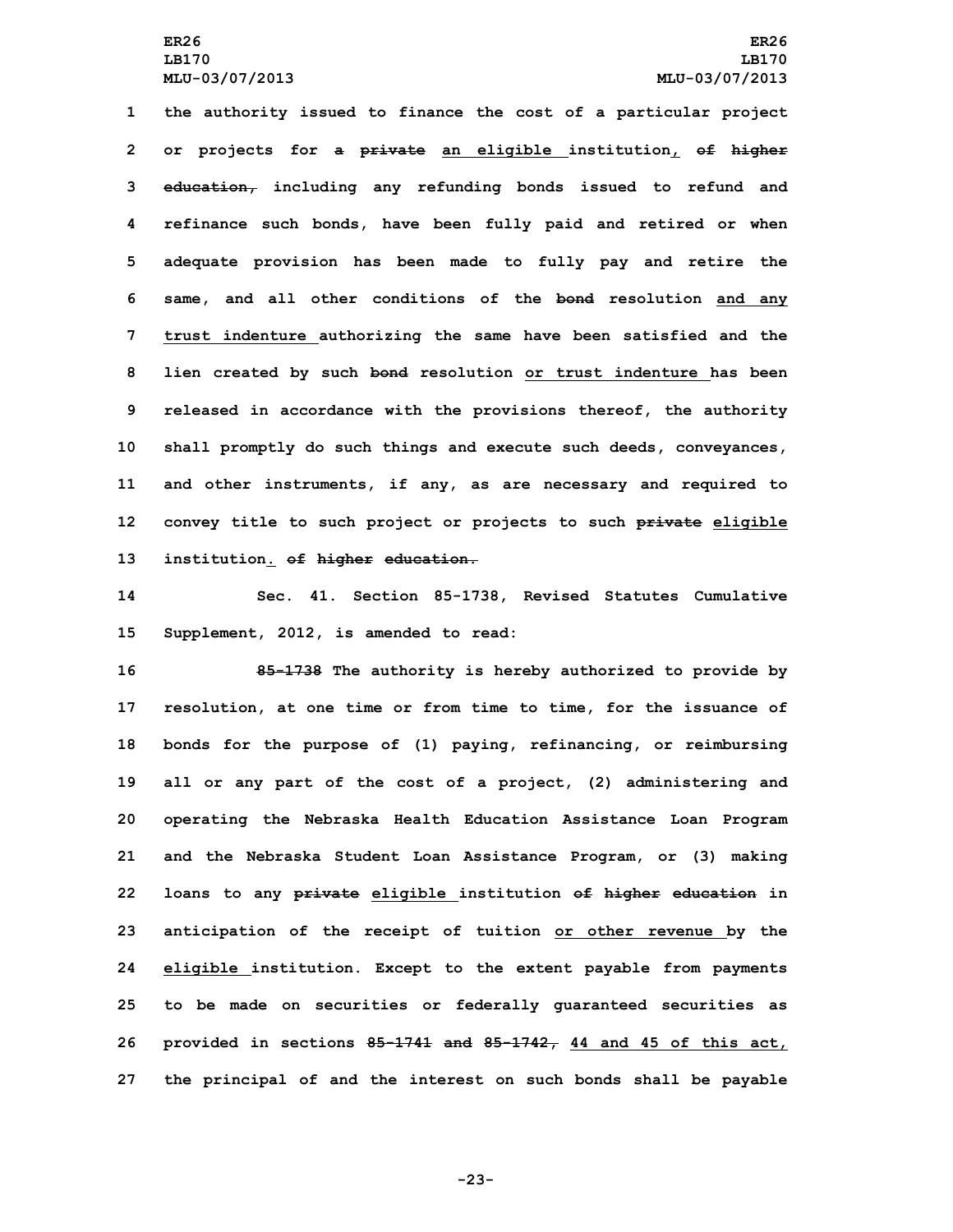the authority issued to finance the cost of a particular project or projects for ~~a private~~ an eligible institution, ~~of higher education,~~ including any refunding bonds issued to refund and refinance such bonds, have been fully paid and retired or when adequate provision has been made to fully pay and retire the same, and all other conditions of the ~~bond~~ resolution and any trust indenture authorizing the same have been satisfied and the lien created by such ~~bond~~ resolution or trust indenture has been released in accordance with the provisions thereof, the authority shall promptly do such things and execute such deeds, conveyances, and other instruments, if any, as are necessary and required to convey title to such project or projects to such ~~private~~ eligible institution. ~~of higher education.~~

Sec. 41. Section 85-1738, Revised Statutes Cumulative Supplement, 2012, is amended to read:

~~85-1738~~ The authority is hereby authorized to provide by resolution, at one time or from time to time, for the issuance of bonds for the purpose of (1) paying, refinancing, or reimbursing all or any part of the cost of a project, (2) administering and operating the Nebraska Health Education Assistance Loan Program and the Nebraska Student Loan Assistance Program, or (3) making loans to any ~~private~~ eligible institution ~~of higher education~~ in anticipation of the receipt of tuition or other revenue by the eligible institution. Except to the extent payable from payments to be made on securities or federally guaranteed securities as provided in sections ~~85-1741 and 85-1742,~~ 44 and 45 of this act, the principal of and the interest on such bonds shall be payable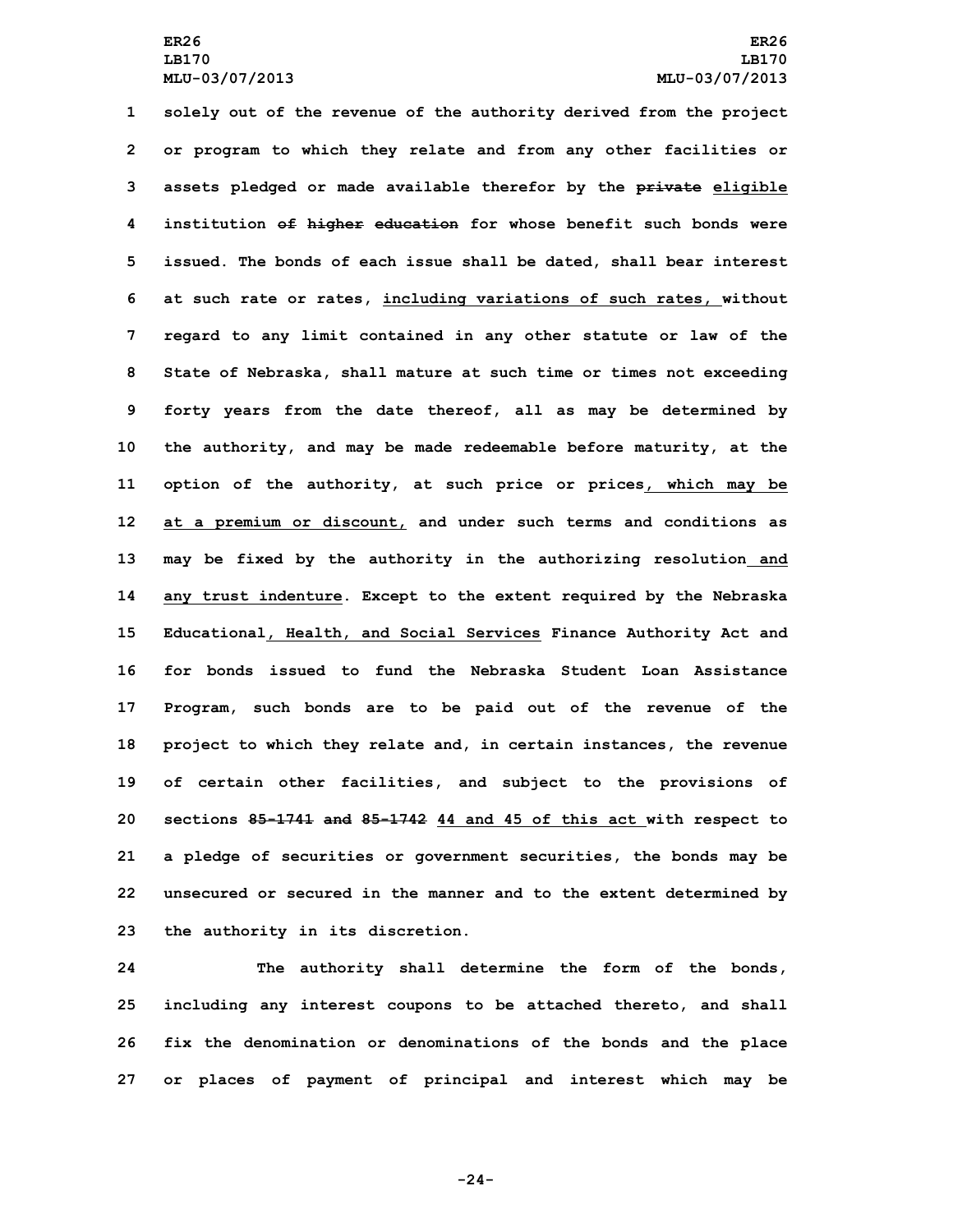solely out of the revenue of the authority derived from the project or program to which they relate and from any other facilities or assets pledged or made available therefor by the ~~private~~ eligible institution ~~of higher education~~ for whose benefit such bonds were issued. The bonds of each issue shall be dated, shall bear interest at such rate or rates, including variations of such rates, without regard to any limit contained in any other statute or law of the State of Nebraska, shall mature at such time or times not exceeding forty years from the date thereof, all as may be determined by the authority, and may be made redeemable before maturity, at the option of the authority, at such price or prices, which may be at a premium or discount, and under such terms and conditions as may be fixed by the authority in the authorizing resolution and any trust indenture. Except to the extent required by the Nebraska Educational, Health, and Social Services Finance Authority Act and for bonds issued to fund the Nebraska Student Loan Assistance Program, such bonds are to be paid out of the revenue of the project to which they relate and, in certain instances, the revenue of certain other facilities, and subject to the provisions of sections ~~85-1741 and 85-1742~~ 44 and 45 of this act with respect to a pledge of securities or government securities, the bonds may be unsecured or secured in the manner and to the extent determined by the authority in its discretion.

The authority shall determine the form of the bonds, including any interest coupons to be attached thereto, and shall fix the denomination or denominations of the bonds and the place or places of payment of principal and interest which may be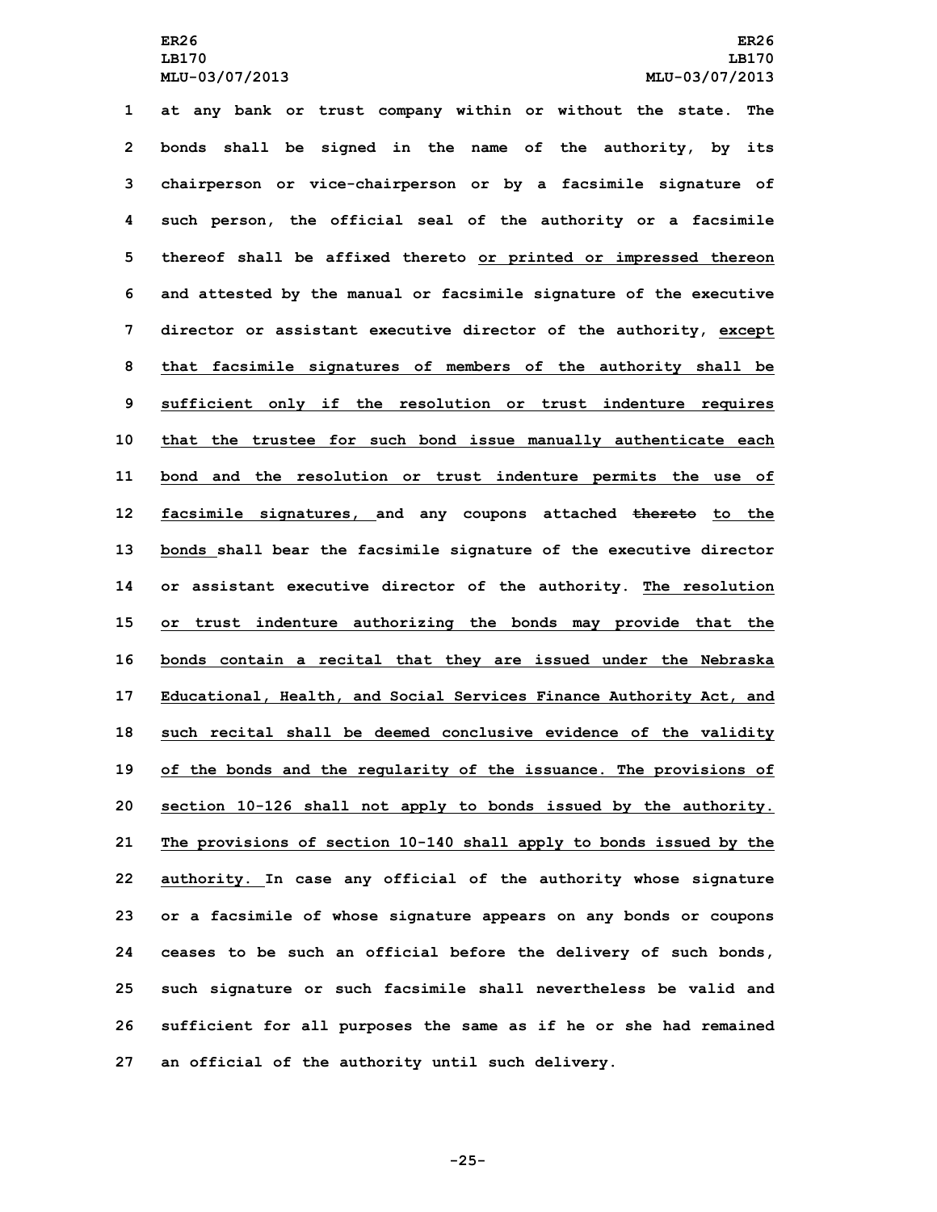at any bank or trust company within or without the state. The bonds shall be signed in the name of the authority, by its chairperson or vice-chairperson or by a facsimile signature of such person, the official seal of the authority or a facsimile thereof shall be affixed thereto or printed or impressed thereon and attested by the manual or facsimile signature of the executive director or assistant executive director of the authority, except that facsimile signatures of members of the authority shall be sufficient only if the resolution or trust indenture requires that the trustee for such bond issue manually authenticate each bond and the resolution or trust indenture permits the use of facsimile signatures, and any coupons attached ~~thereto~~ to the bonds shall bear the facsimile signature of the executive director or assistant executive director of the authority. The resolution or trust indenture authorizing the bonds may provide that the bonds contain a recital that they are issued under the Nebraska Educational, Health, and Social Services Finance Authority Act, and such recital shall be deemed conclusive evidence of the validity of the bonds and the regularity of the issuance. The provisions of section 10-126 shall not apply to bonds issued by the authority. The provisions of section 10-140 shall apply to bonds issued by the authority. In case any official of the authority whose signature or a facsimile of whose signature appears on any bonds or coupons ceases to be such an official before the delivery of such bonds, such signature or such facsimile shall nevertheless be valid and sufficient for all purposes the same as if he or she had remained an official of the authority until such delivery.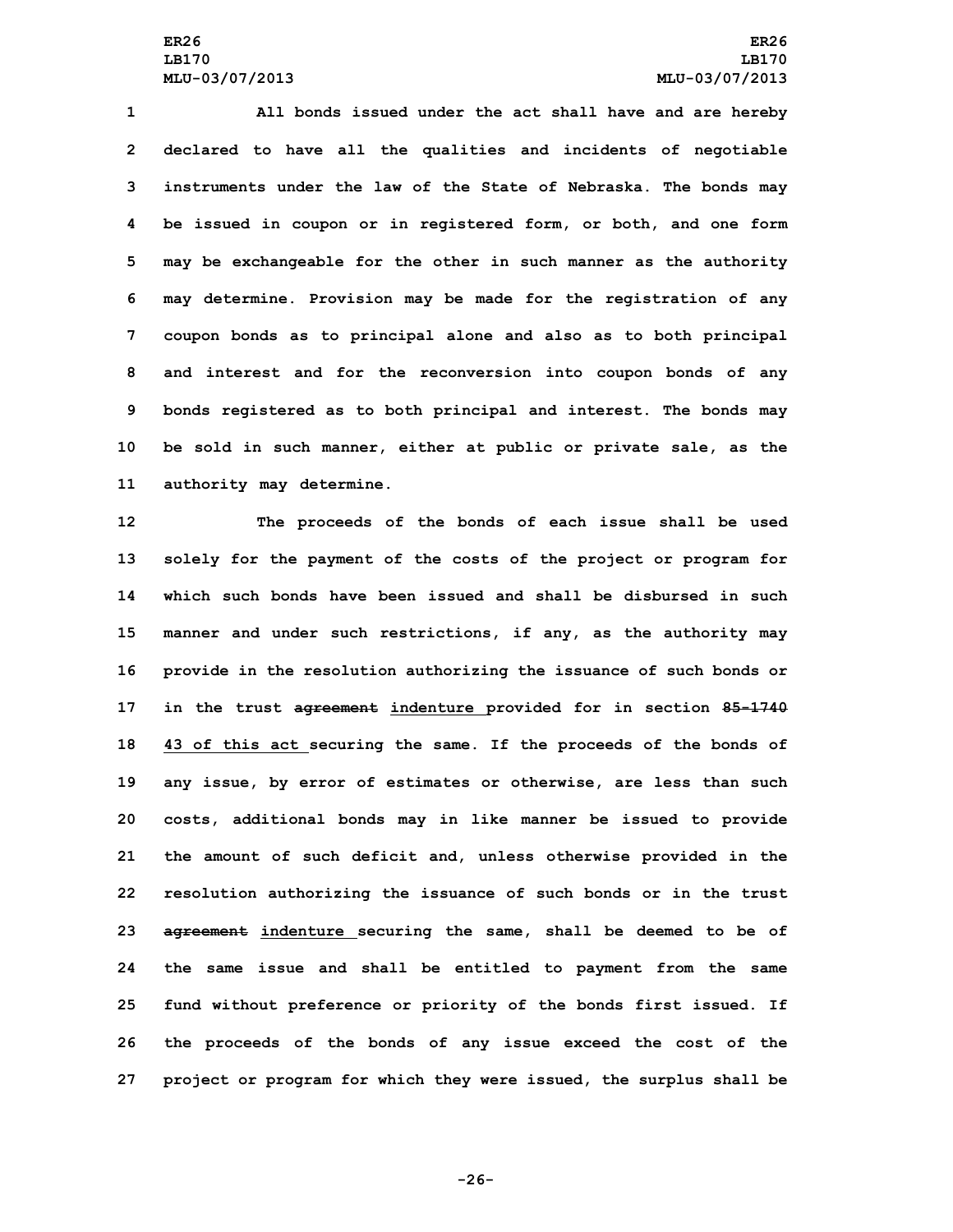All bonds issued under the act shall have and are hereby declared to have all the qualities and incidents of negotiable instruments under the law of the State of Nebraska. The bonds may be issued in coupon or in registered form, or both, and one form may be exchangeable for the other in such manner as the authority may determine. Provision may be made for the registration of any coupon bonds as to principal alone and also as to both principal and interest and for the reconversion into coupon bonds of any bonds registered as to both principal and interest. The bonds may be sold in such manner, either at public or private sale, as the authority may determine.

The proceeds of the bonds of each issue shall be used solely for the payment of the costs of the project or program for which such bonds have been issued and shall be disbursed in such manner and under such restrictions, if any, as the authority may provide in the resolution authorizing the issuance of such bonds or in the trust ~~agreement~~ indenture provided for in section ~~85-1740~~ 43 of this act securing the same. If the proceeds of the bonds of any issue, by error of estimates or otherwise, are less than such costs, additional bonds may in like manner be issued to provide the amount of such deficit and, unless otherwise provided in the resolution authorizing the issuance of such bonds or in the trust ~~agreement~~ indenture securing the same, shall be deemed to be of the same issue and shall be entitled to payment from the same fund without preference or priority of the bonds first issued. If the proceeds of the bonds of any issue exceed the cost of the project or program for which they were issued, the surplus shall be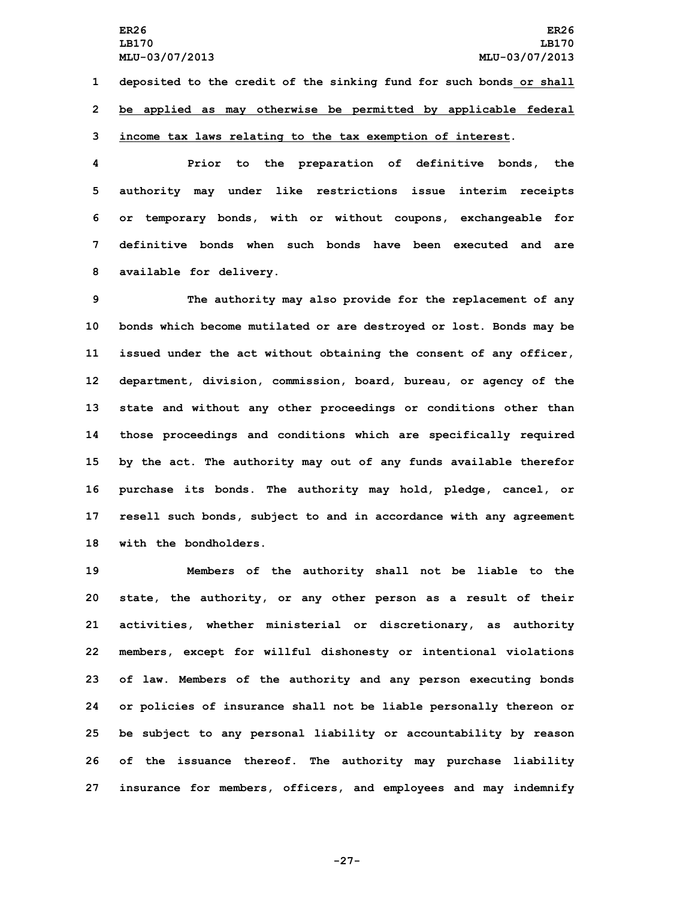deposited to the credit of the sinking fund for such bonds or shall be applied as may otherwise be permitted by applicable federal income tax laws relating to the tax exemption of interest.

Prior to the preparation of definitive bonds, the authority may under like restrictions issue interim receipts or temporary bonds, with or without coupons, exchangeable for definitive bonds when such bonds have been executed and are available for delivery.

The authority may also provide for the replacement of any bonds which become mutilated or are destroyed or lost. Bonds may be issued under the act without obtaining the consent of any officer, department, division, commission, board, bureau, or agency of the state and without any other proceedings or conditions other than those proceedings and conditions which are specifically required by the act. The authority may out of any funds available therefor purchase its bonds. The authority may hold, pledge, cancel, or resell such bonds, subject to and in accordance with any agreement with the bondholders.

Members of the authority shall not be liable to the state, the authority, or any other person as a result of their activities, whether ministerial or discretionary, as authority members, except for willful dishonesty or intentional violations of law. Members of the authority and any person executing bonds or policies of insurance shall not be liable personally thereon or be subject to any personal liability or accountability by reason of the issuance thereof. The authority may purchase liability insurance for members, officers, and employees and may indemnify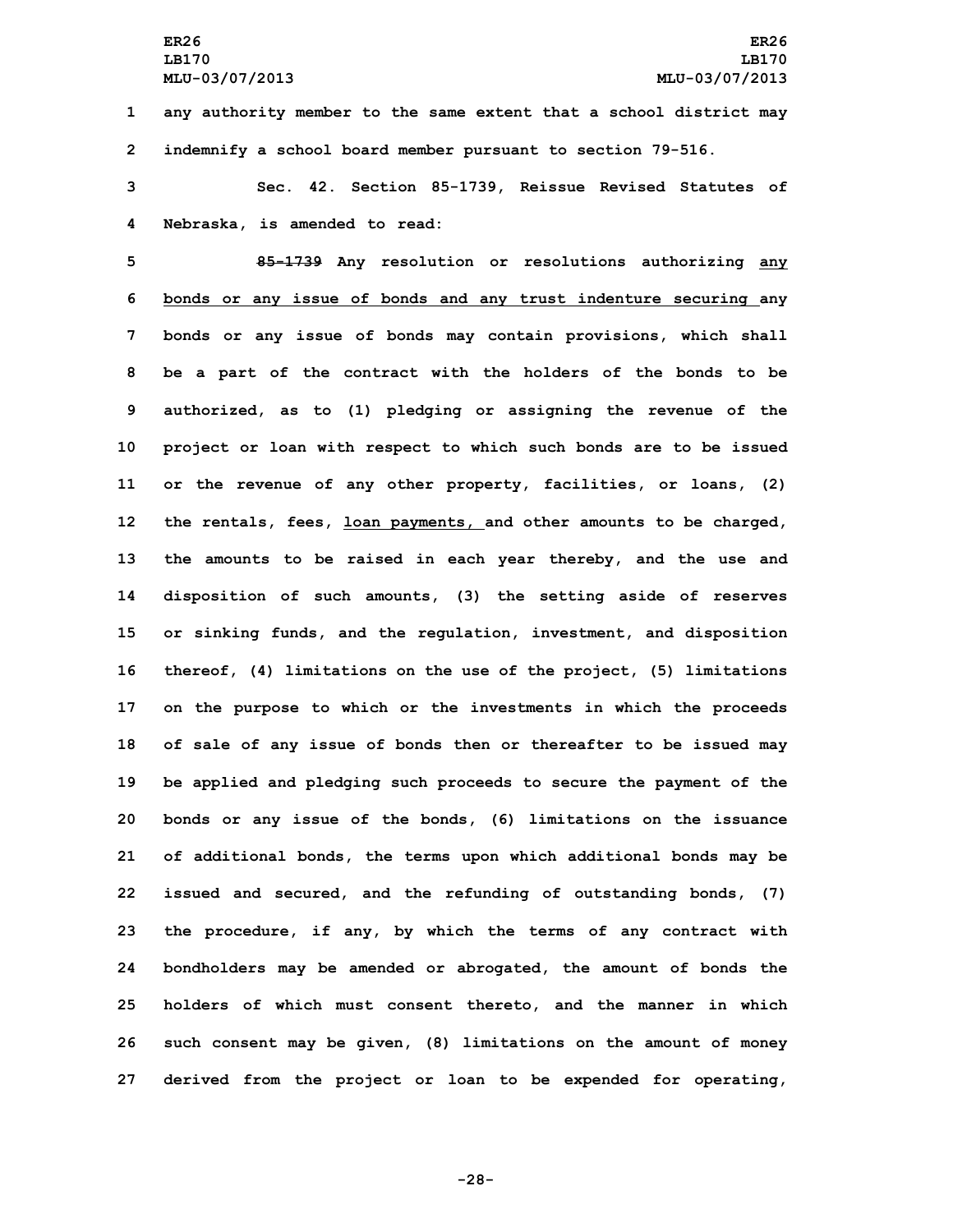any authority member to the same extent that a school district may indemnify a school board member pursuant to section 79-516.

Sec. 42. Section 85-1739, Reissue Revised Statutes of Nebraska, is amended to read:

~~85-1739~~ Any resolution or resolutions authorizing any bonds or any issue of bonds and any trust indenture securing any bonds or any issue of bonds may contain provisions, which shall be a part of the contract with the holders of the bonds to be authorized, as to (1) pledging or assigning the revenue of the project or loan with respect to which such bonds are to be issued or the revenue of any other property, facilities, or loans, (2) the rentals, fees, loan payments, and other amounts to be charged, the amounts to be raised in each year thereby, and the use and disposition of such amounts, (3) the setting aside of reserves or sinking funds, and the regulation, investment, and disposition thereof, (4) limitations on the use of the project, (5) limitations on the purpose to which or the investments in which the proceeds of sale of any issue of bonds then or thereafter to be issued may be applied and pledging such proceeds to secure the payment of the bonds or any issue of the bonds, (6) limitations on the issuance of additional bonds, the terms upon which additional bonds may be issued and secured, and the refunding of outstanding bonds, (7) the procedure, if any, by which the terms of any contract with bondholders may be amended or abrogated, the amount of bonds the holders of which must consent thereto, and the manner in which such consent may be given, (8) limitations on the amount of money derived from the project or loan to be expended for operating,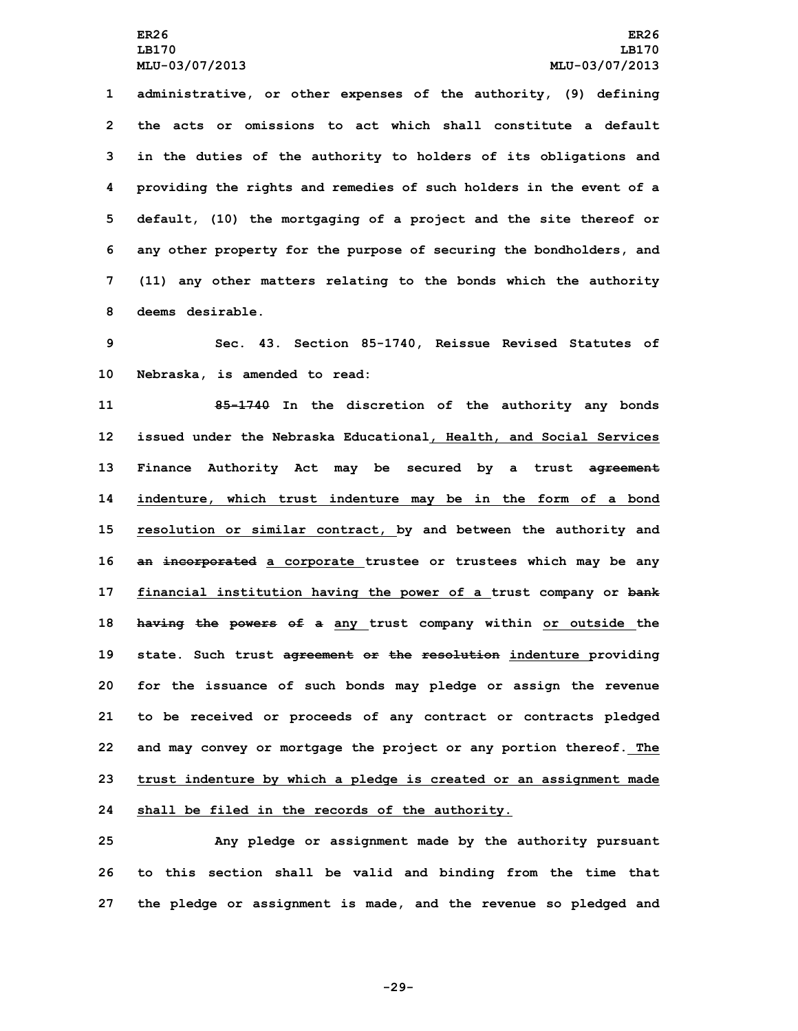administrative, or other expenses of the authority, (9) defining the acts or omissions to act which shall constitute a default in the duties of the authority to holders of its obligations and providing the rights and remedies of such holders in the event of a default, (10) the mortgaging of a project and the site thereof or any other property for the purpose of securing the bondholders, and (11) any other matters relating to the bonds which the authority deems desirable.

Sec. 43. Section 85-1740, Reissue Revised Statutes of Nebraska, is amended to read:

~~85-1740~~ In the discretion of the authority any bonds issued under the Nebraska Educational, Health, and Social Services Finance Authority Act may be secured by a trust ~~agreement~~ indenture, which trust indenture may be in the form of a bond resolution or similar contract, by and between the authority and ~~an~~ ~~incorporated~~ a corporate trustee or trustees which may be any financial institution having the power of a trust company or ~~bank~~ ~~having~~ ~~the~~ ~~powers~~ ~~of~~ ~~a~~ any trust company within or outside the state. Such trust ~~agreement~~ ~~or~~ ~~the~~ ~~resolution~~ indenture providing for the issuance of such bonds may pledge or assign the revenue to be received or proceeds of any contract or contracts pledged and may convey or mortgage the project or any portion thereof. The trust indenture by which a pledge is created or an assignment made shall be filed in the records of the authority.

Any pledge or assignment made by the authority pursuant to this section shall be valid and binding from the time that the pledge or assignment is made, and the revenue so pledged and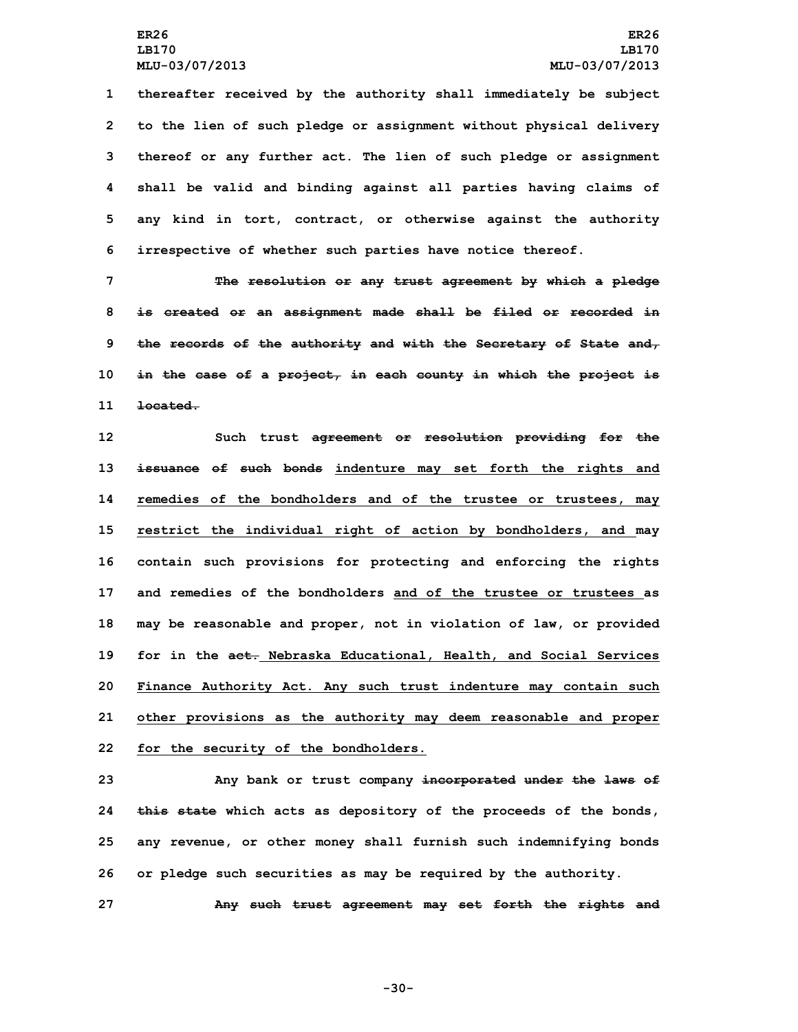thereafter received by the authority shall immediately be subject to the lien of such pledge or assignment without physical delivery thereof or any further act. The lien of such pledge or assignment shall be valid and binding against all parties having claims of any kind in tort, contract, or otherwise against the authority irrespective of whether such parties have notice thereof.

~~The resolution or any trust agreement by which a pledge is created or an assignment made shall be filed or recorded in the records of the authority and with the Secretary of State and, in the case of a project, in each county in which the project is located.~~

Such trust ~~agreement or resolution providing for the issuance of such bonds~~ indenture may set forth the rights and remedies of the bondholders and of the trustee or trustees, may restrict the individual right of action by bondholders, and may contain such provisions for protecting and enforcing the rights and remedies of the bondholders and of the trustee or trustees as may be reasonable and proper, not in violation of law, or provided for in the ~~act.~~ Nebraska Educational, Health, and Social Services Finance Authority Act. Any such trust indenture may contain such other provisions as the authority may deem reasonable and proper for the security of the bondholders.

Any bank or trust company ~~incorporated under the laws of this state~~ which acts as depository of the proceeds of the bonds, any revenue, or other money shall furnish such indemnifying bonds or pledge such securities as may be required by the authority.

~~Any such trust agreement may set forth the rights and~~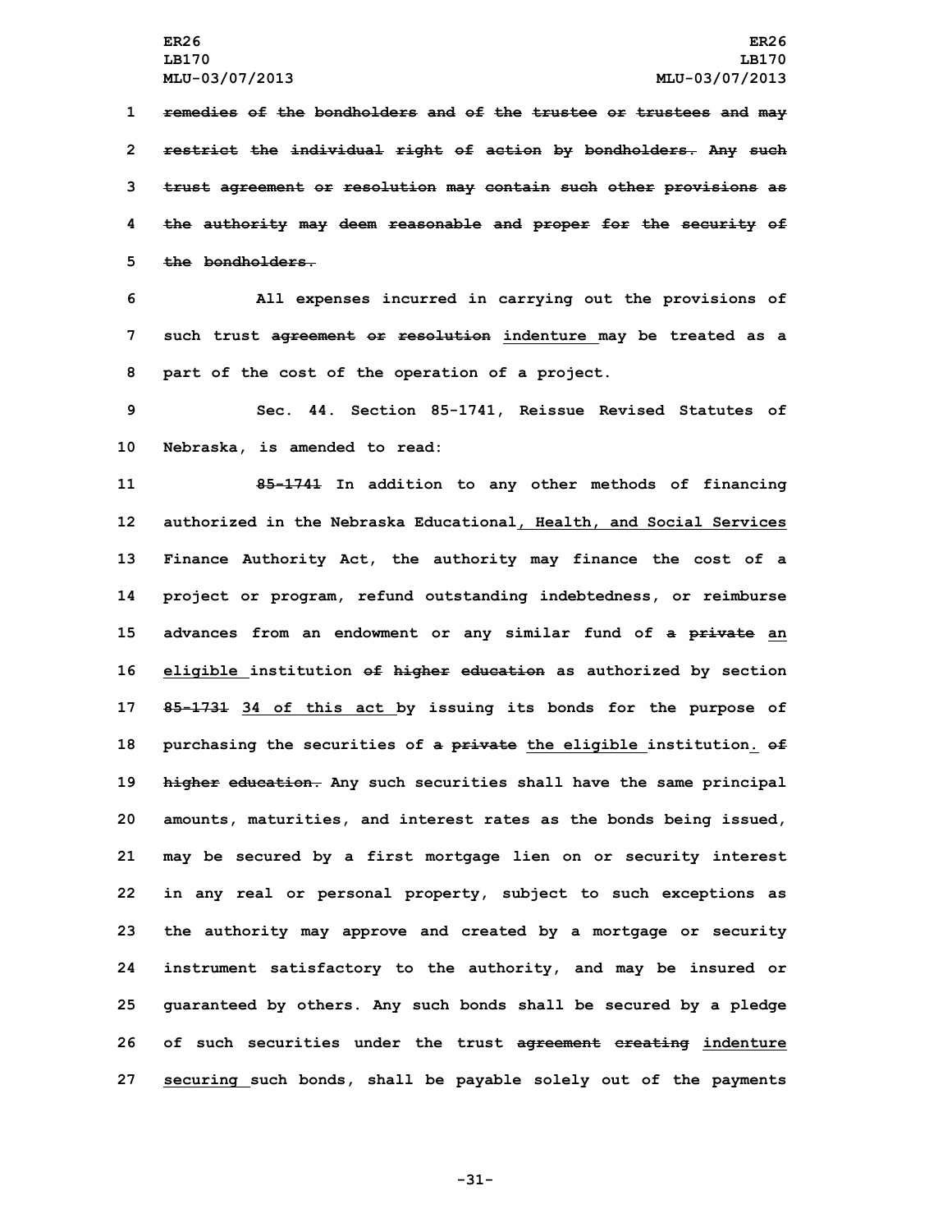~~remedies of the bondholders and of the trustee or trustees and may restrict the individual right of action by bondholders. Any such trust agreement or resolution may contain such other provisions as the authority may deem reasonable and proper for the security of the bondholders.~~

All expenses incurred in carrying out the provisions of such trust ~~agreement or resolution~~ indenture may be treated as a part of the cost of the operation of a project.

Sec. 44. Section 85-1741, Reissue Revised Statutes of Nebraska, is amended to read:

~~85-1741~~ In addition to any other methods of financing authorized in the Nebraska Educational, Health, and Social Services Finance Authority Act, the authority may finance the cost of a project or program, refund outstanding indebtedness, or reimburse advances from an endowment or any similar fund of ~~a private~~ an eligible institution ~~of higher education~~ as authorized by section ~~85-1731~~ 34 of this act by issuing its bonds for the purpose of purchasing the securities of ~~a private~~ the eligible institution. ~~of higher education.~~ Any such securities shall have the same principal amounts, maturities, and interest rates as the bonds being issued, may be secured by a first mortgage lien on or security interest in any real or personal property, subject to such exceptions as the authority may approve and created by a mortgage or security instrument satisfactory to the authority, and may be insured or guaranteed by others. Any such bonds shall be secured by a pledge of such securities under the trust ~~agreement creating~~ indenture securing such bonds, shall be payable solely out of the payments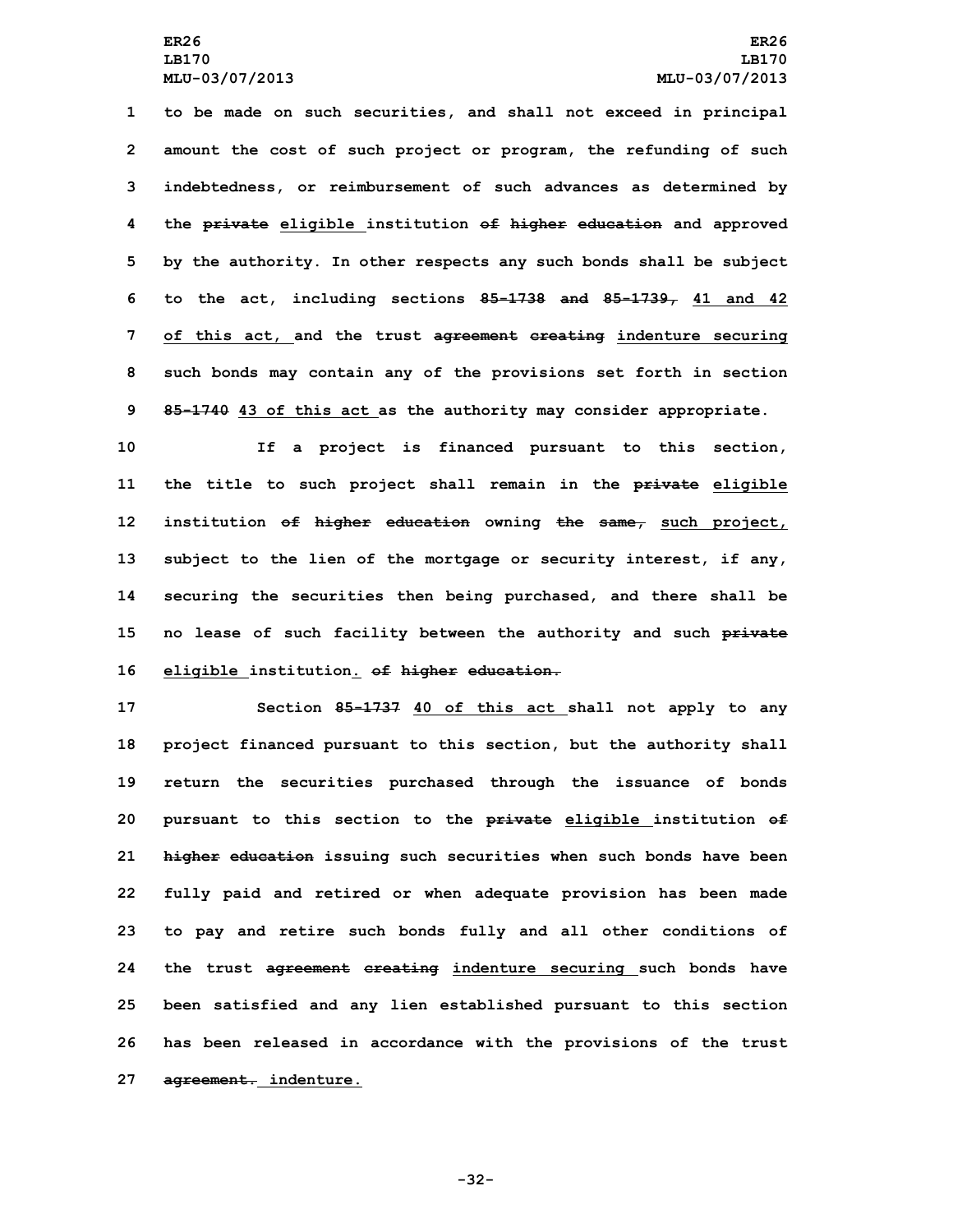to be made on such securities, and shall not exceed in principal amount the cost of such project or program, the refunding of such indebtedness, or reimbursement of such advances as determined by the ~~private~~ <u>eligible</u> institution ~~of higher education~~ and approved by the authority. In other respects any such bonds shall be subject to the act, including sections ~~85-1738 and 85-1739,~~ <u>41 and 42 of this act,</u> and the trust ~~agreement creating~~ <u>indenture securing</u> such bonds may contain any of the provisions set forth in section ~~85-1740~~ <u>43 of this act</u> as the authority may consider appropriate.

If a project is financed pursuant to this section, the title to such project shall remain in the ~~private~~ <u>eligible</u> institution ~~of higher education~~ owning ~~the same,~~ <u>such project,</u> subject to the lien of the mortgage or security interest, if any, securing the securities then being purchased, and there shall be no lease of such facility between the authority and such ~~private~~ <u>eligible</u> institution<u>.</u> ~~of higher education.~~

Section ~~85-1737~~ <u>40 of this act</u> shall not apply to any project financed pursuant to this section, but the authority shall return the securities purchased through the issuance of bonds pursuant to this section to the ~~private~~ <u>eligible</u> institution ~~of higher education~~ issuing such securities when such bonds have been fully paid and retired or when adequate provision has been made to pay and retire such bonds fully and all other conditions of the trust ~~agreement creating~~ <u>indenture securing</u> such bonds have been satisfied and any lien established pursuant to this section has been released in accordance with the provisions of the trust ~~agreement.~~ <u>indenture.</u>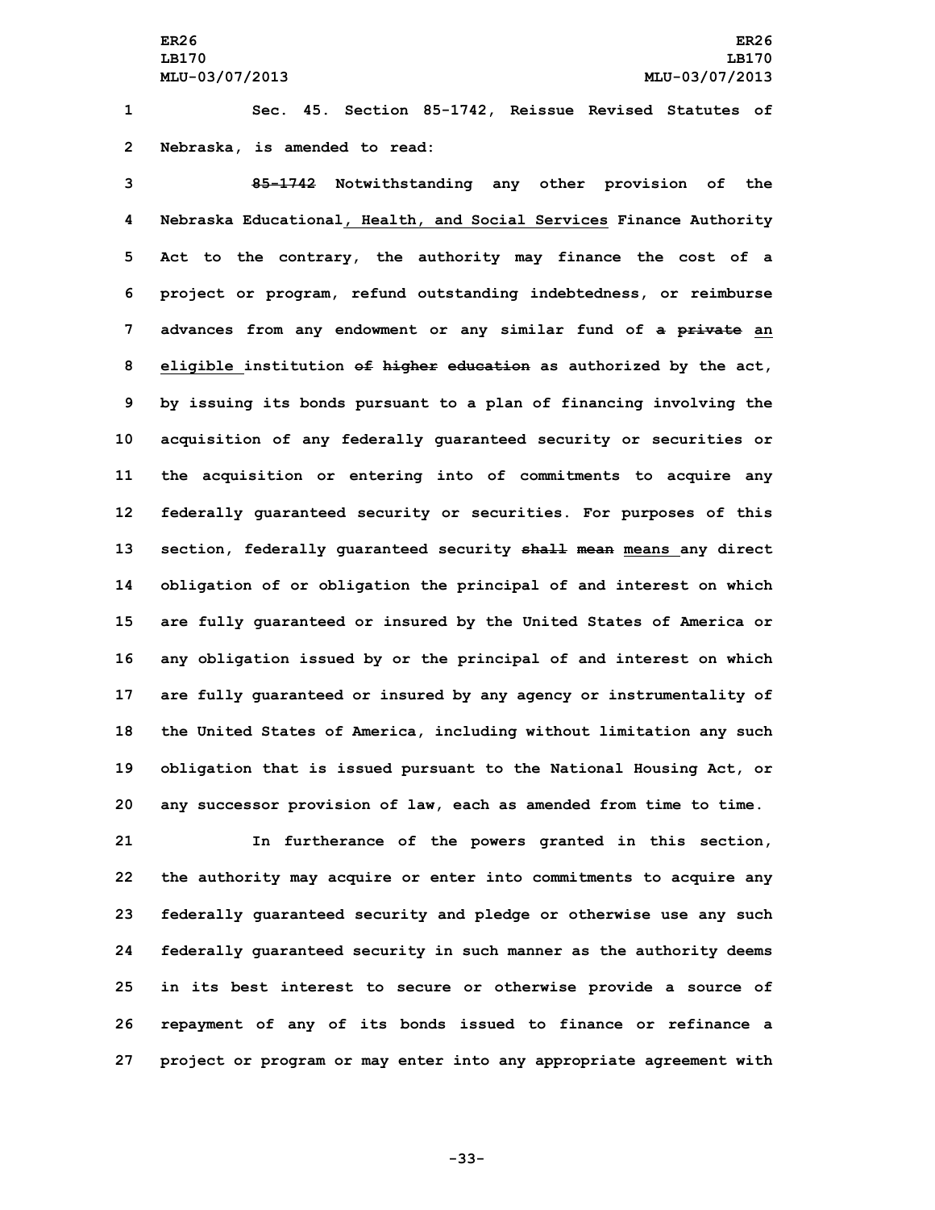Sec. 45. Section 85-1742, Reissue Revised Statutes of Nebraska, is amended to read:

~~85-1742~~ Notwithstanding any other provision of the Nebraska Educational, Health, and Social Services Finance Authority Act to the contrary, the authority may finance the cost of a project or program, refund outstanding indebtedness, or reimburse advances from any endowment or any similar fund of ~~a~~ ~~private~~ an eligible institution ~~of~~ ~~higher~~ ~~education~~ as authorized by the act, by issuing its bonds pursuant to a plan of financing involving the acquisition of any federally guaranteed security or securities or the acquisition or entering into of commitments to acquire any federally guaranteed security or securities. For purposes of this section, federally guaranteed security ~~shall~~ ~~mean~~ means any direct obligation of or obligation the principal of and interest on which are fully guaranteed or insured by the United States of America or any obligation issued by or the principal of and interest on which are fully guaranteed or insured by any agency or instrumentality of the United States of America, including without limitation any such obligation that is issued pursuant to the National Housing Act, or any successor provision of law, each as amended from time to time.

In furtherance of the powers granted in this section, the authority may acquire or enter into commitments to acquire any federally guaranteed security and pledge or otherwise use any such federally guaranteed security in such manner as the authority deems in its best interest to secure or otherwise provide a source of repayment of any of its bonds issued to finance or refinance a project or program or may enter into any appropriate agreement with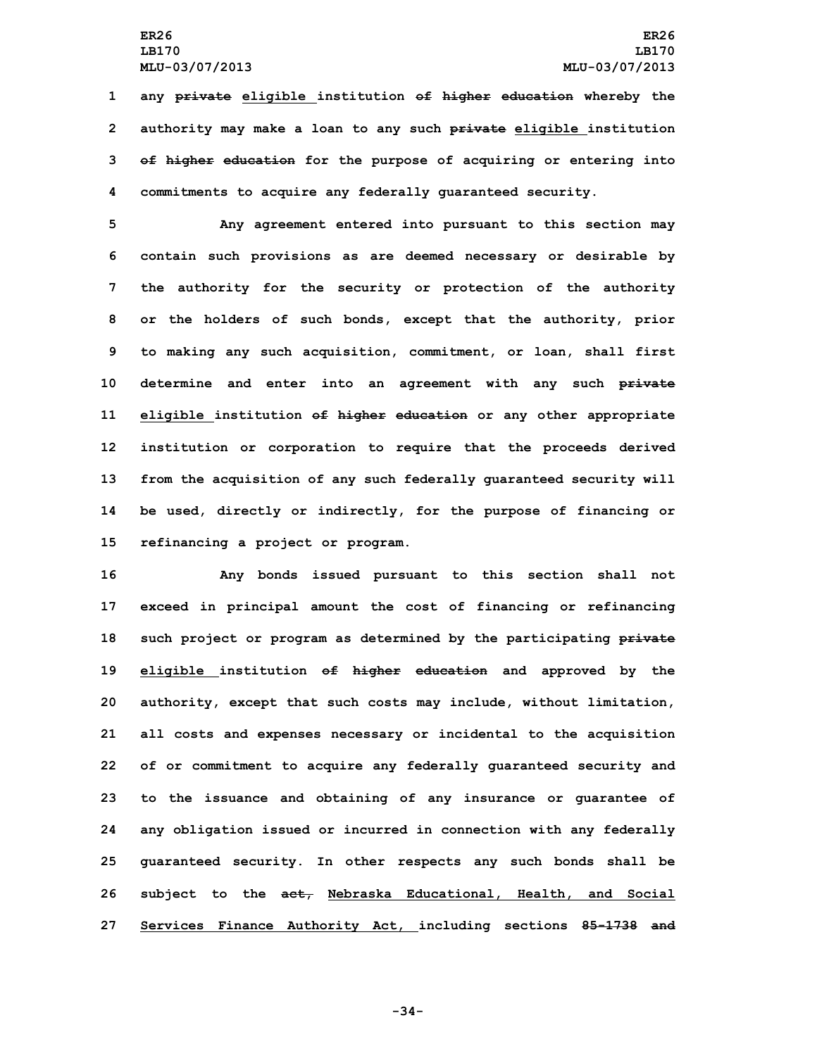any ~~private~~ <u>eligible</u> institution ~~of higher education~~ whereby the authority may make a loan to any such ~~private~~ <u>eligible</u> institution ~~of higher education~~ for the purpose of acquiring or entering into commitments to acquire any federally guaranteed security.

Any agreement entered into pursuant to this section may contain such provisions as are deemed necessary or desirable by the authority for the security or protection of the authority or the holders of such bonds, except that the authority, prior to making any such acquisition, commitment, or loan, shall first determine and enter into an agreement with any such ~~private~~ <u>eligible</u> institution ~~of higher education~~ or any other appropriate institution or corporation to require that the proceeds derived from the acquisition of any such federally guaranteed security will be used, directly or indirectly, for the purpose of financing or refinancing a project or program.

Any bonds issued pursuant to this section shall not exceed in principal amount the cost of financing or refinancing such project or program as determined by the participating ~~private~~ <u>eligible</u> institution ~~of higher education~~ and approved by the authority, except that such costs may include, without limitation, all costs and expenses necessary or incidental to the acquisition of or commitment to acquire any federally guaranteed security and to the issuance and obtaining of any insurance or guarantee of any obligation issued or incurred in connection with any federally guaranteed security. In other respects any such bonds shall be subject to the ~~act,~~ <u>Nebraska Educational, Health, and Social Services Finance Authority Act,</u> including sections ~~85-1738 and~~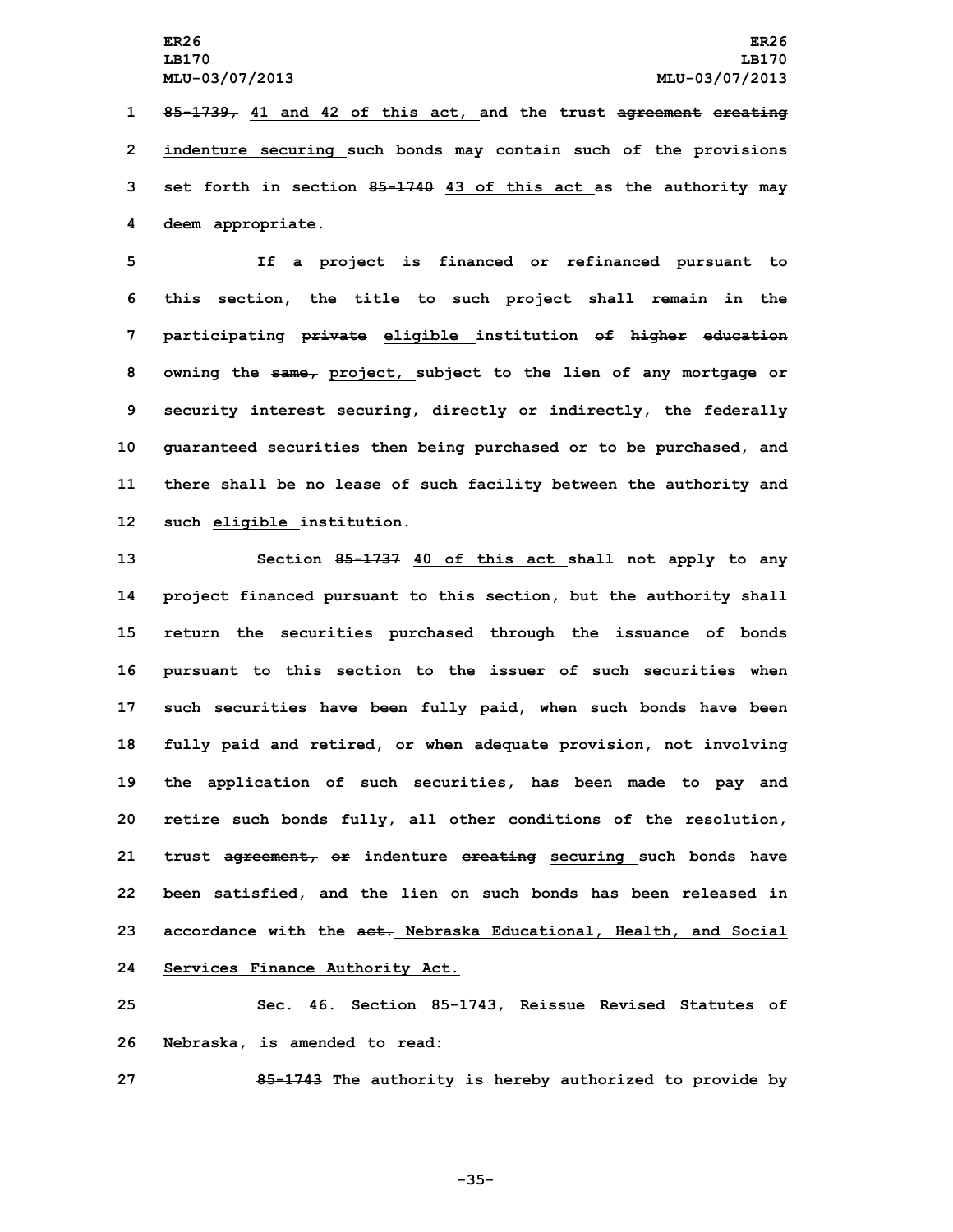85-1739, 41 and 42 of this act, and the trust agreement creating indenture securing such bonds may contain such of the provisions set forth in section 85-1740 43 of this act as the authority may deem appropriate.

If a project is financed or refinanced pursuant to this section, the title to such project shall remain in the participating private eligible institution of higher education owning the same, project, subject to the lien of any mortgage or security interest securing, directly or indirectly, the federally guaranteed securities then being purchased or to be purchased, and there shall be no lease of such facility between the authority and such eligible institution.

Section 85-1737 40 of this act shall not apply to any project financed pursuant to this section, but the authority shall return the securities purchased through the issuance of bonds pursuant to this section to the issuer of such securities when such securities have been fully paid, when such bonds have been fully paid and retired, or when adequate provision, not involving the application of such securities, has been made to pay and retire such bonds fully, all other conditions of the resolution, trust agreement, or indenture creating securing such bonds have been satisfied, and the lien on such bonds has been released in accordance with the act. Nebraska Educational, Health, and Social Services Finance Authority Act.

Sec. 46. Section 85-1743, Reissue Revised Statutes of Nebraska, is amended to read:

85-1743 The authority is hereby authorized to provide by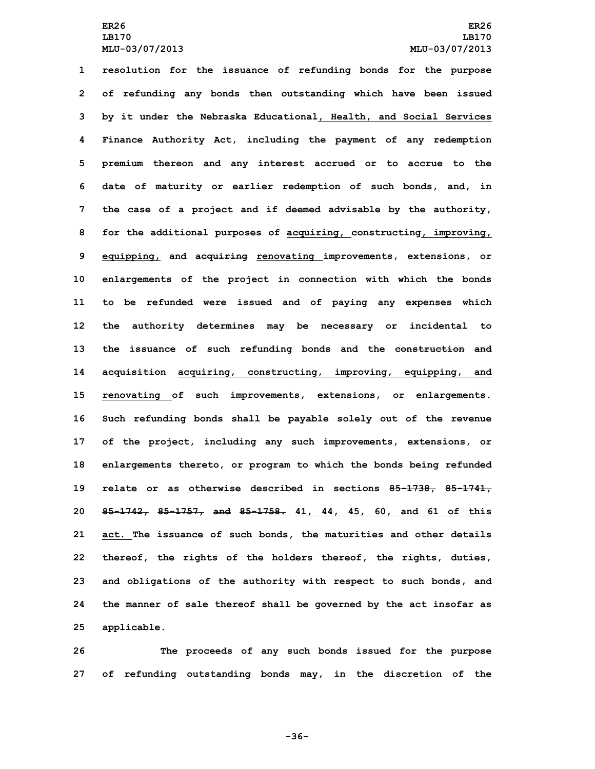resolution for the issuance of refunding bonds for the purpose of refunding any bonds then outstanding which have been issued by it under the Nebraska Educational, Health, and Social Services Finance Authority Act, including the payment of any redemption premium thereon and any interest accrued or to accrue to the date of maturity or earlier redemption of such bonds, and, in the case of a project and if deemed advisable by the authority, for the additional purposes of acquiring, constructing, improving, equipping, and ~~acquiring~~ renovating improvements, extensions, or enlargements of the project in connection with which the bonds to be refunded were issued and of paying any expenses which the authority determines may be necessary or incidental to the issuance of such refunding bonds and the ~~construction and acquisition~~ acquiring, constructing, improving, equipping, and renovating of such improvements, extensions, or enlargements. Such refunding bonds shall be payable solely out of the revenue of the project, including any such improvements, extensions, or enlargements thereto, or program to which the bonds being refunded relate or as otherwise described in sections ~~85-1738, 85-1741, 85-1742, 85-1757, and 85-1758.~~ 41, 44, 45, 60, and 61 of this act. The issuance of such bonds, the maturities and other details thereof, the rights of the holders thereof, the rights, duties, and obligations of the authority with respect to such bonds, and the manner of sale thereof shall be governed by the act insofar as applicable.

The proceeds of any such bonds issued for the purpose of refunding outstanding bonds may, in the discretion of the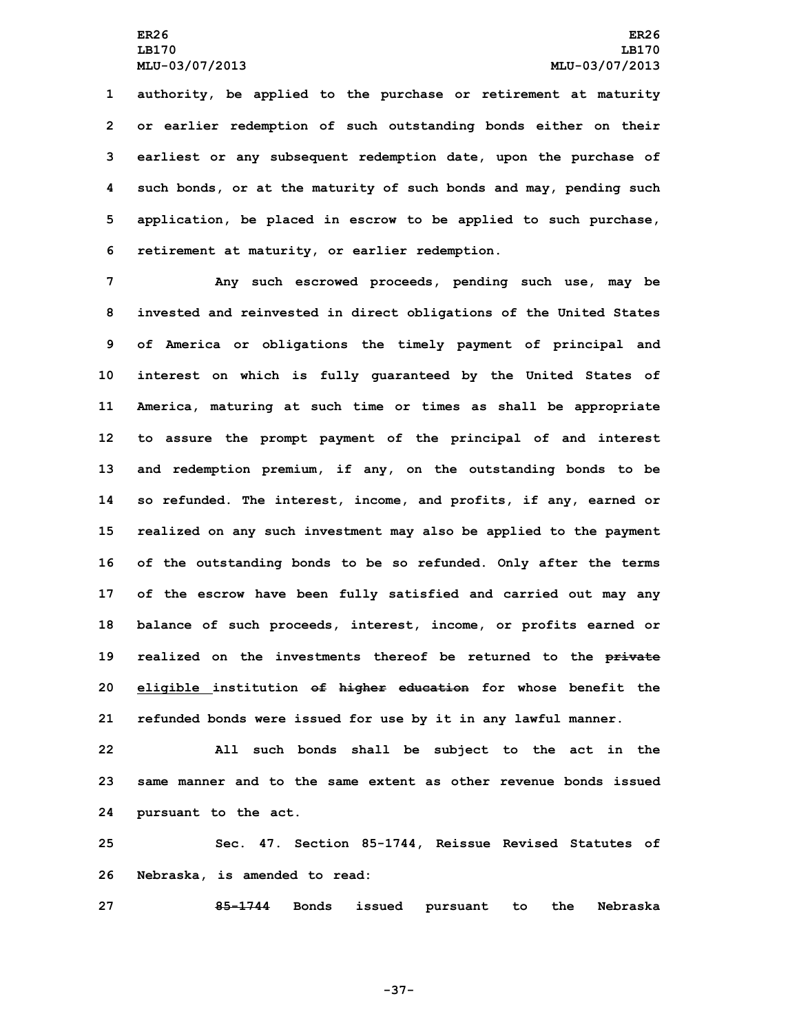authority, be applied to the purchase or retirement at maturity or earlier redemption of such outstanding bonds either on their earliest or any subsequent redemption date, upon the purchase of such bonds, or at the maturity of such bonds and may, pending such application, be placed in escrow to be applied to such purchase, retirement at maturity, or earlier redemption.

Any such escrowed proceeds, pending such use, may be invested and reinvested in direct obligations of the United States of America or obligations the timely payment of principal and interest on which is fully guaranteed by the United States of America, maturing at such time or times as shall be appropriate to assure the prompt payment of the principal of and interest and redemption premium, if any, on the outstanding bonds to be so refunded. The interest, income, and profits, if any, earned or realized on any such investment may also be applied to the payment of the outstanding bonds to be so refunded. Only after the terms of the escrow have been fully satisfied and carried out may any balance of such proceeds, interest, income, or profits earned or realized on the investments thereof be returned to the ~~private~~ eligible institution ~~of higher education~~ for whose benefit the refunded bonds were issued for use by it in any lawful manner.

All such bonds shall be subject to the act in the same manner and to the same extent as other revenue bonds issued pursuant to the act.

Sec. 47. Section 85-1744, Reissue Revised Statutes of Nebraska, is amended to read:

~~85-1744~~ Bonds issued pursuant to the Nebraska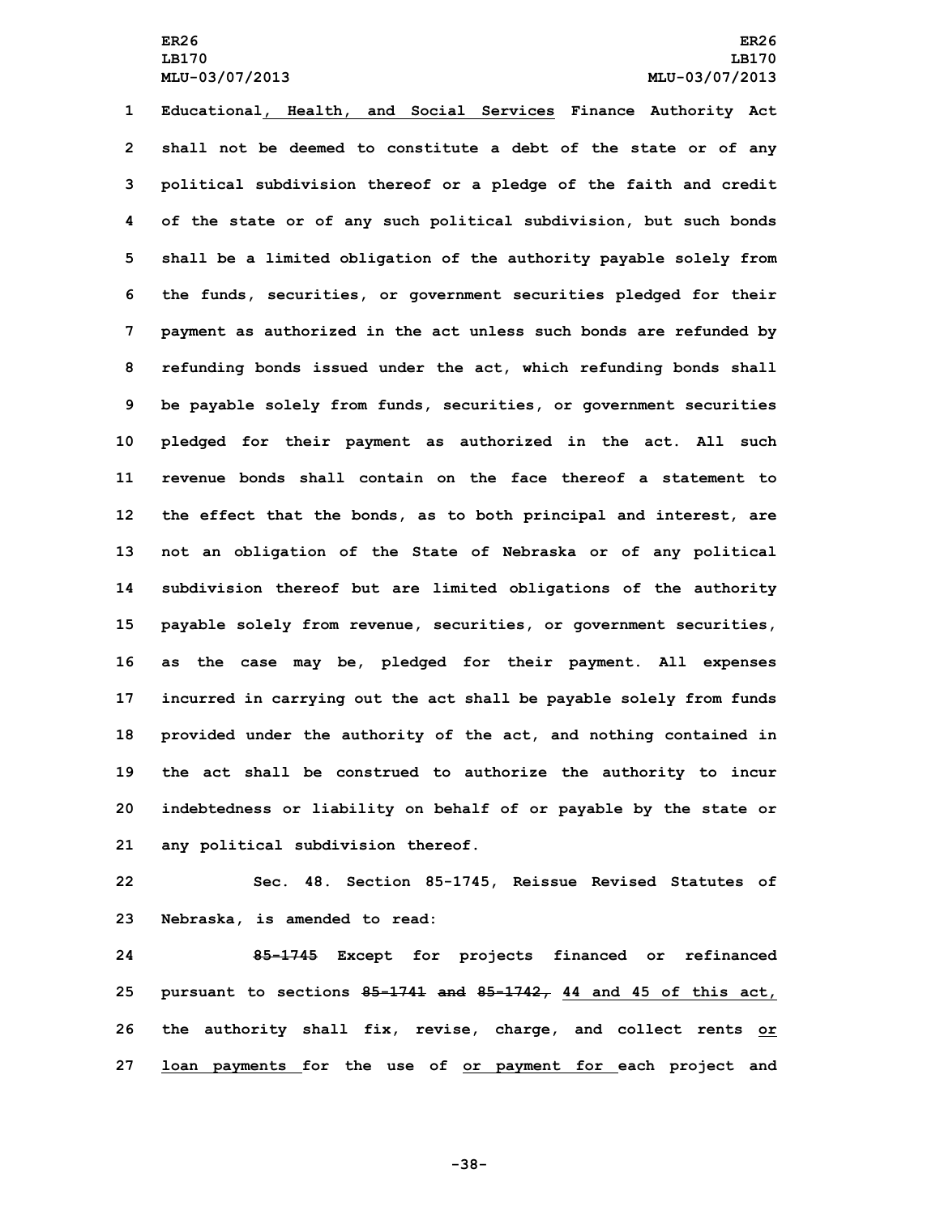Educational, Health, and Social Services Finance Authority Act shall not be deemed to constitute a debt of the state or of any political subdivision thereof or a pledge of the faith and credit of the state or of any such political subdivision, but such bonds shall be a limited obligation of the authority payable solely from the funds, securities, or government securities pledged for their payment as authorized in the act unless such bonds are refunded by refunding bonds issued under the act, which refunding bonds shall be payable solely from funds, securities, or government securities pledged for their payment as authorized in the act. All such revenue bonds shall contain on the face thereof a statement to the effect that the bonds, as to both principal and interest, are not an obligation of the State of Nebraska or of any political subdivision thereof but are limited obligations of the authority payable solely from revenue, securities, or government securities, as the case may be, pledged for their payment. All expenses incurred in carrying out the act shall be payable solely from funds provided under the authority of the act, and nothing contained in the act shall be construed to authorize the authority to incur indebtedness or liability on behalf of or payable by the state or any political subdivision thereof.

Sec. 48. Section 85-1745, Reissue Revised Statutes of Nebraska, is amended to read:

~~85-1745~~ Except for projects financed or refinanced pursuant to sections ~~85-1741 and 85-1742,~~ 44 and 45 of this act, the authority shall fix, revise, charge, and collect rents or loan payments for the use of or payment for each project and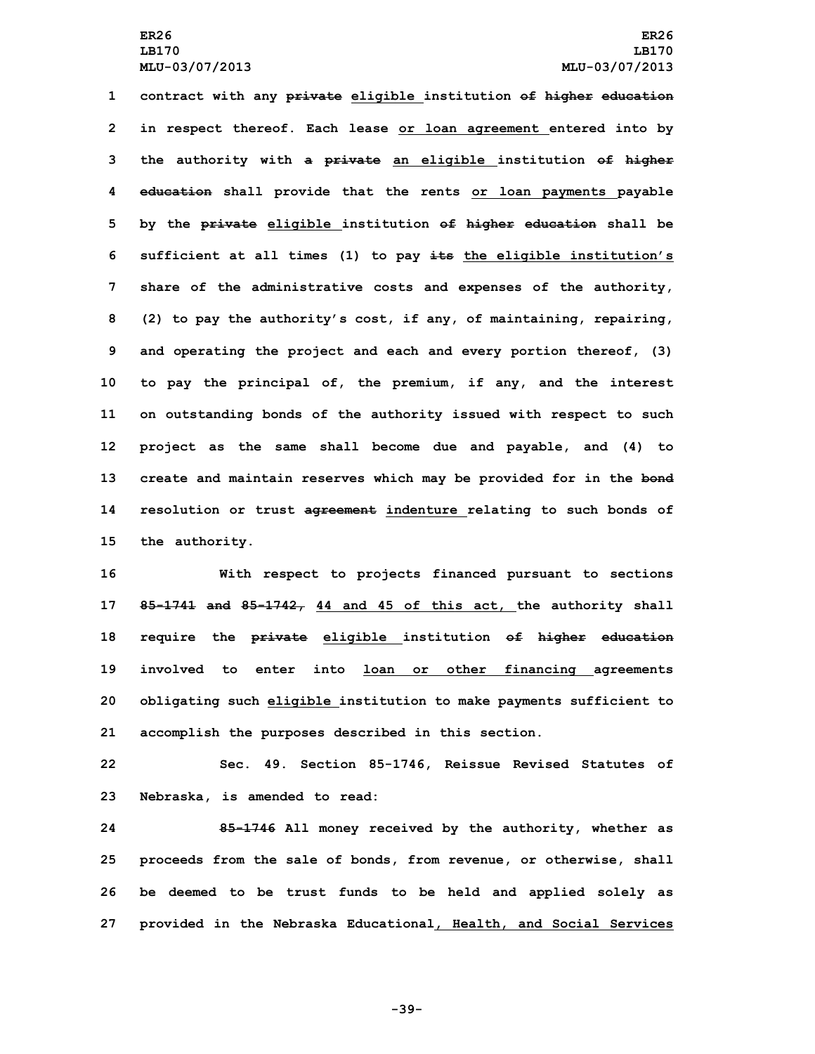contract with any ~~private~~ eligible institution ~~of higher education~~ in respect thereof. Each lease or loan agreement entered into by the authority with ~~a private~~ an eligible institution ~~of higher education~~ shall provide that the rents or loan payments payable by the ~~private~~ eligible institution ~~of higher education~~ shall be sufficient at all times (1) to pay ~~its~~ the eligible institution's share of the administrative costs and expenses of the authority, (2) to pay the authority's cost, if any, of maintaining, repairing, and operating the project and each and every portion thereof, (3) to pay the principal of, the premium, if any, and the interest on outstanding bonds of the authority issued with respect to such project as the same shall become due and payable, and (4) to create and maintain reserves which may be provided for in the ~~bond~~ resolution or trust ~~agreement~~ indenture relating to such bonds of the authority.

With respect to projects financed pursuant to sections ~~85-1741 and 85-1742,~~ 44 and 45 of this act, the authority shall require the ~~private~~ eligible institution ~~of higher education~~ involved to enter into loan or other financing agreements obligating such eligible institution to make payments sufficient to accomplish the purposes described in this section.

Sec. 49. Section 85-1746, Reissue Revised Statutes of Nebraska, is amended to read:

~~85-1746~~ All money received by the authority, whether as proceeds from the sale of bonds, from revenue, or otherwise, shall be deemed to be trust funds to be held and applied solely as provided in the Nebraska Educational, Health, and Social Services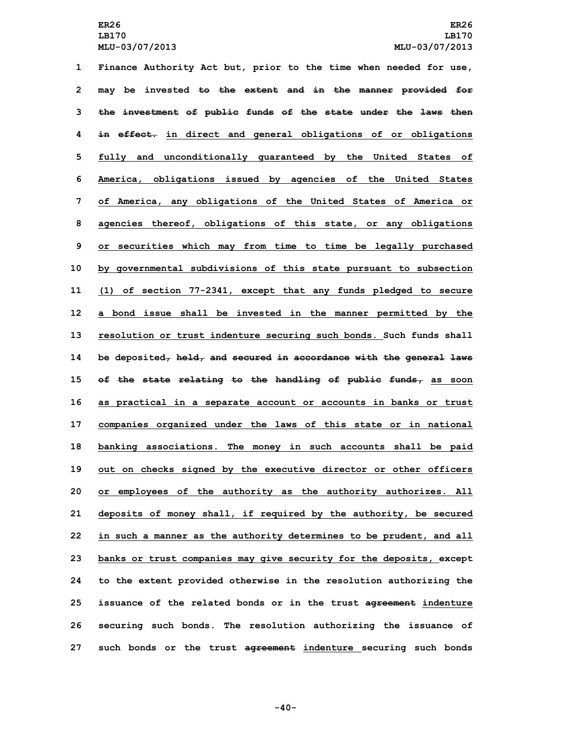1 Finance Authority Act but, prior to the time when needed for use,

2 may be invested ~~to the extent and in the manner provided for~~

3 ~~the investment of public funds of the state under the laws then~~

4 ~~in effect.~~ in direct and general obligations of or obligations

5 fully and unconditionally guaranteed by the United States of

6 America, obligations issued by agencies of the United States

7 of America, any obligations of the United States of America or

8 agencies thereof, obligations of this state, or any obligations

9 or securities which may from time to time be legally purchased

10 by governmental subdivisions of this state pursuant to subsection

11 (1) of section 77-2341, except that any funds pledged to secure

12 a bond issue shall be invested in the manner permitted by the

13 resolution or trust indenture securing such bonds. Such funds shall

14 be deposited~~, held, and secured in accordance with the general laws~~

15 ~~of the state relating to the handling of public funds,~~ as soon

16 as practical in a separate account or accounts in banks or trust

17 companies organized under the laws of this state or in national

18 banking associations. The money in such accounts shall be paid

19 out on checks signed by the executive director or other officers

20 or employees of the authority as the authority authorizes. All

21 deposits of money shall, if required by the authority, be secured

22 in such a manner as the authority determines to be prudent, and all

23 banks or trust companies may give security for the deposits, except

24 to the extent provided otherwise in the resolution authorizing the

25 issuance of the related bonds or in the trust ~~agreement~~ indenture

26 securing such bonds. The resolution authorizing the issuance of

27 such bonds or the trust ~~agreement~~ indenture securing such bonds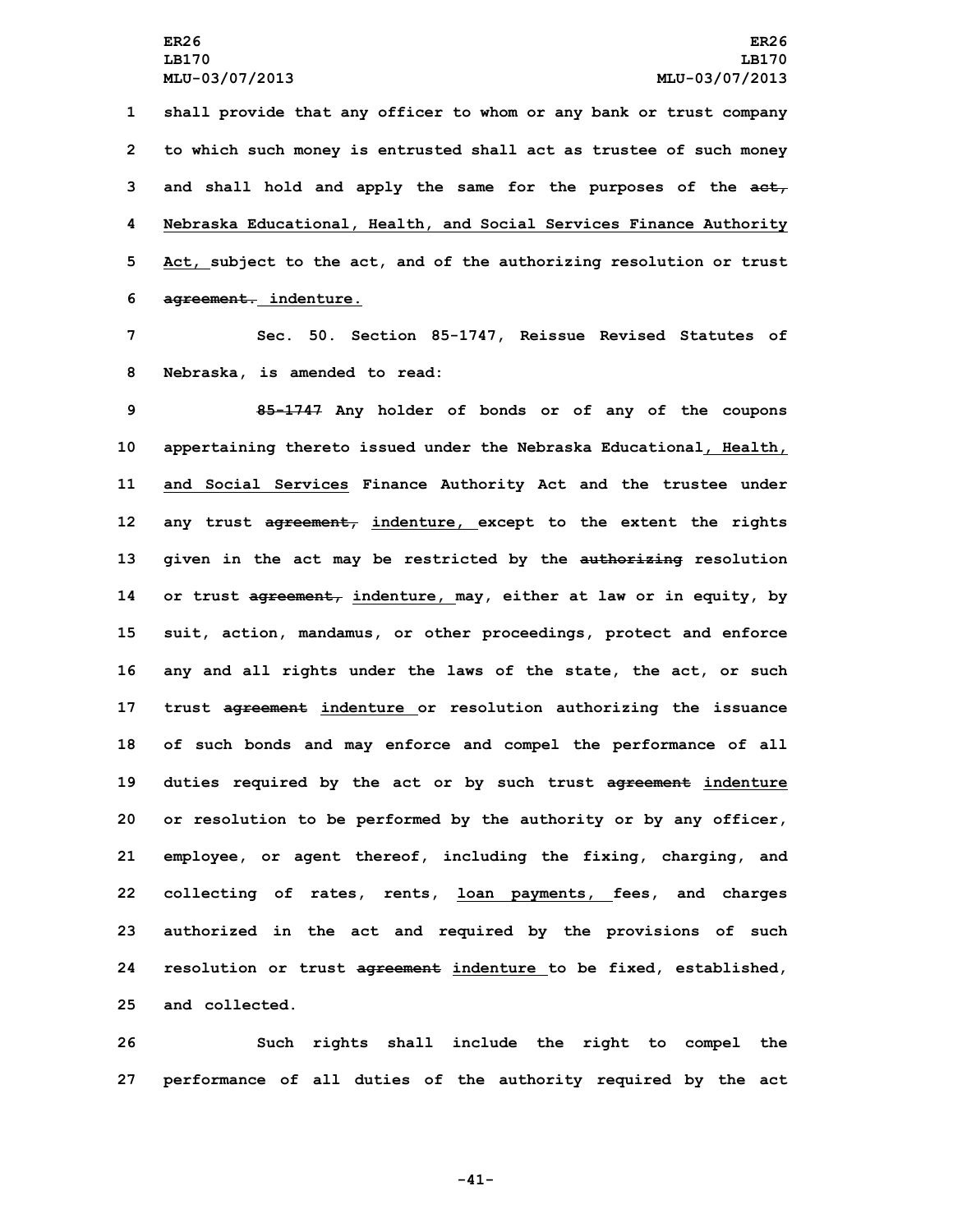shall provide that any officer to whom or any bank or trust company to which such money is entrusted shall act as trustee of such money and shall hold and apply the same for the purposes of the ~~act,~~ Nebraska Educational, Health, and Social Services Finance Authority Act, subject to the act, and of the authorizing resolution or trust ~~agreement.~~ indenture.

Sec. 50. Section 85-1747, Reissue Revised Statutes of Nebraska, is amended to read:

~~85-1747~~ Any holder of bonds or of any of the coupons appertaining thereto issued under the Nebraska Educational, Health, and Social Services Finance Authority Act and the trustee under any trust ~~agreement,~~ indenture, except to the extent the rights given in the act may be restricted by the ~~authorizing~~ resolution or trust ~~agreement,~~ indenture, may, either at law or in equity, by suit, action, mandamus, or other proceedings, protect and enforce any and all rights under the laws of the state, the act, or such trust ~~agreement~~ indenture or resolution authorizing the issuance of such bonds and may enforce and compel the performance of all duties required by the act or by such trust ~~agreement~~ indenture or resolution to be performed by the authority or by any officer, employee, or agent thereof, including the fixing, charging, and collecting of rates, rents, loan payments, fees, and charges authorized in the act and required by the provisions of such resolution or trust ~~agreement~~ indenture to be fixed, established, and collected.

Such rights shall include the right to compel the performance of all duties of the authority required by the act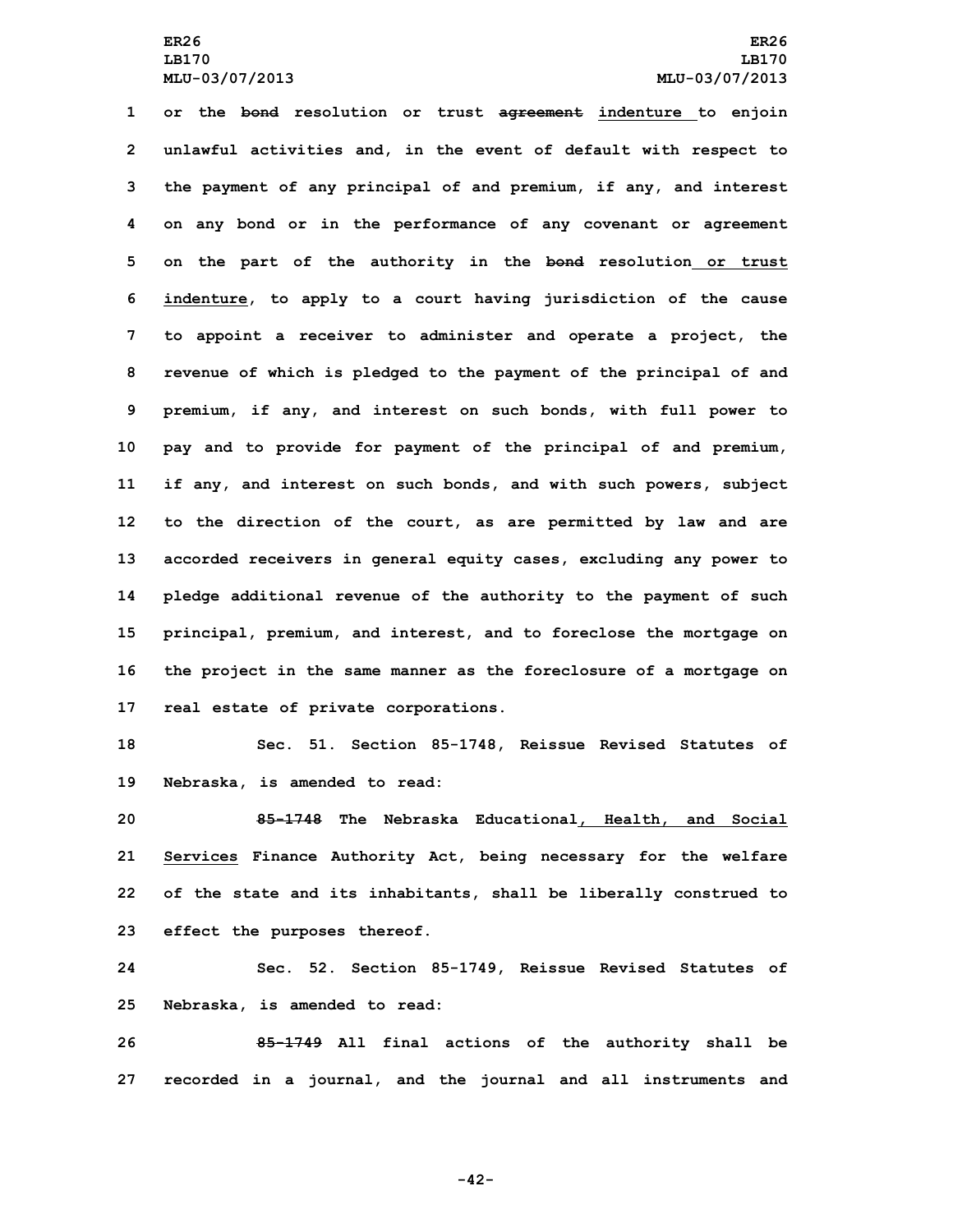or the ~~bond~~ resolution or trust ~~agreement~~ <u>indenture</u> to enjoin unlawful activities and, in the event of default with respect to the payment of any principal of and premium, if any, and interest on any bond or in the performance of any covenant or agreement on the part of the authority in the ~~bond~~ resolution<u> or trust indenture</u>, to apply to a court having jurisdiction of the cause to appoint a receiver to administer and operate a project, the revenue of which is pledged to the payment of the principal of and premium, if any, and interest on such bonds, with full power to pay and to provide for payment of the principal of and premium, if any, and interest on such bonds, and with such powers, subject to the direction of the court, as are permitted by law and are accorded receivers in general equity cases, excluding any power to pledge additional revenue of the authority to the payment of such principal, premium, and interest, and to foreclose the mortgage on the project in the same manner as the foreclosure of a mortgage on real estate of private corporations.

Sec. 51. Section 85-1748, Reissue Revised Statutes of Nebraska, is amended to read:

~~85-1748~~ The Nebraska Educational<u>, Health, and Social Services</u> Finance Authority Act, being necessary for the welfare of the state and its inhabitants, shall be liberally construed to effect the purposes thereof.

Sec. 52. Section 85-1749, Reissue Revised Statutes of Nebraska, is amended to read:

~~85-1749~~ All final actions of the authority shall be recorded in a journal, and the journal and all instruments and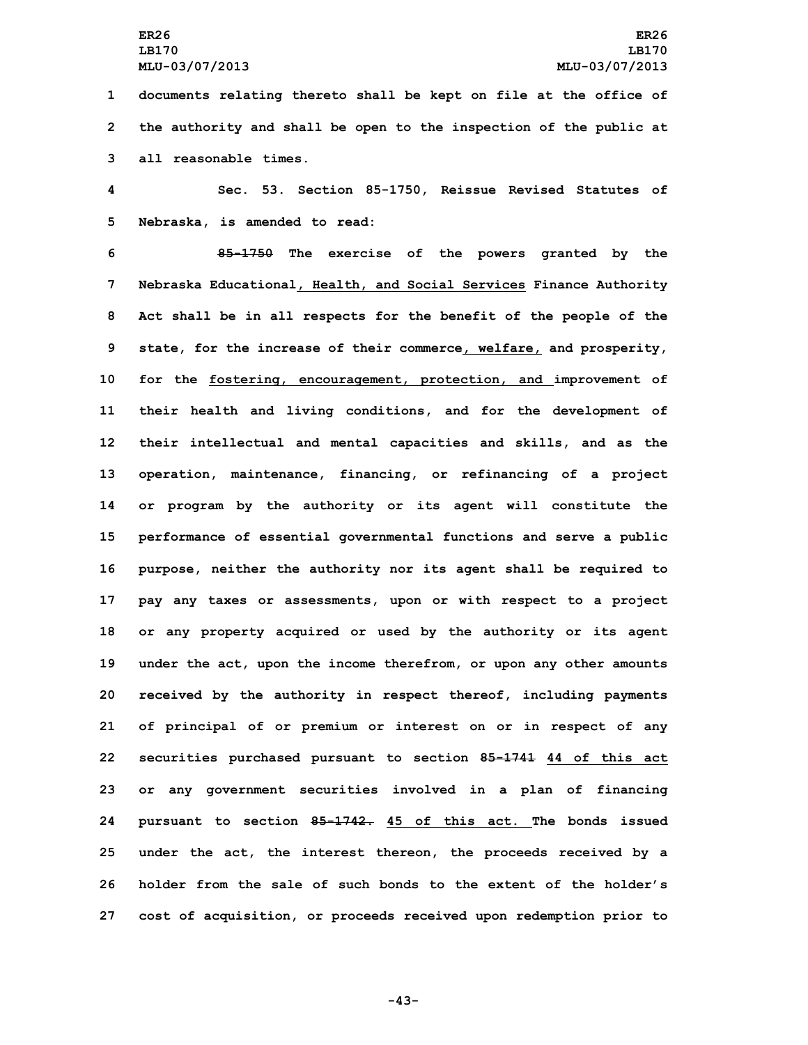documents relating thereto shall be kept on file at the office of the authority and shall be open to the inspection of the public at all reasonable times.

Sec. 53. Section 85-1750, Reissue Revised Statutes of Nebraska, is amended to read:

~~85-1750~~ The exercise of the powers granted by the Nebraska Educational, Health, and Social Services Finance Authority Act shall be in all respects for the benefit of the people of the state, for the increase of their commerce, welfare, and prosperity, for the fostering, encouragement, protection, and improvement of their health and living conditions, and for the development of their intellectual and mental capacities and skills, and as the operation, maintenance, financing, or refinancing of a project or program by the authority or its agent will constitute the performance of essential governmental functions and serve a public purpose, neither the authority nor its agent shall be required to pay any taxes or assessments, upon or with respect to a project or any property acquired or used by the authority or its agent under the act, upon the income therefrom, or upon any other amounts received by the authority in respect thereof, including payments of principal of or premium or interest on or in respect of any securities purchased pursuant to section ~~85-1741~~ 44 of this act or any government securities involved in a plan of financing pursuant to section ~~85-1742.~~ 45 of this act. The bonds issued under the act, the interest thereon, the proceeds received by a holder from the sale of such bonds to the extent of the holder's cost of acquisition, or proceeds received upon redemption prior to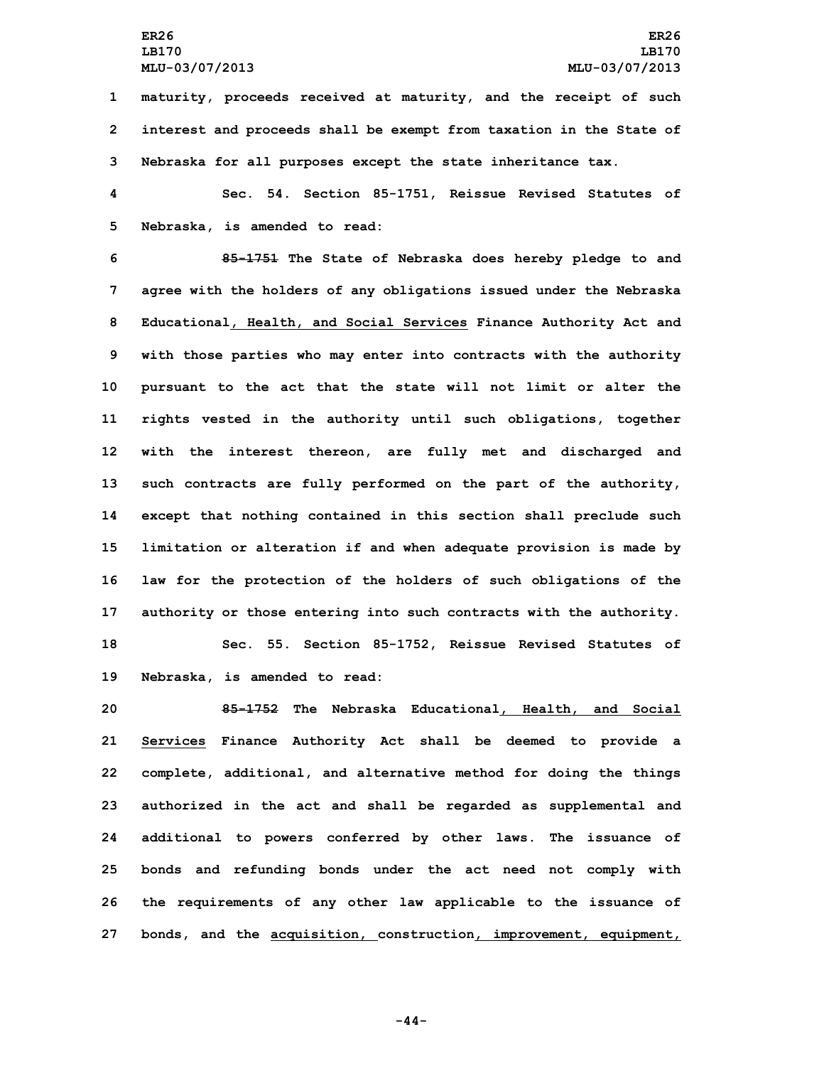maturity, proceeds received at maturity, and the receipt of such interest and proceeds shall be exempt from taxation in the State of Nebraska for all purposes except the state inheritance tax.

Sec. 54. Section 85-1751, Reissue Revised Statutes of Nebraska, is amended to read:

~~85-1751~~ The State of Nebraska does hereby pledge to and agree with the holders of any obligations issued under the Nebraska Educational, Health, and Social Services Finance Authority Act and with those parties who may enter into contracts with the authority pursuant to the act that the state will not limit or alter the rights vested in the authority until such obligations, together with the interest thereon, are fully met and discharged and such contracts are fully performed on the part of the authority, except that nothing contained in this section shall preclude such limitation or alteration if and when adequate provision is made by law for the protection of the holders of such obligations of the authority or those entering into such contracts with the authority.

Sec. 55. Section 85-1752, Reissue Revised Statutes of Nebraska, is amended to read:

~~85-1752~~ The Nebraska Educational, Health, and Social Services Finance Authority Act shall be deemed to provide a complete, additional, and alternative method for doing the things authorized in the act and shall be regarded as supplemental and additional to powers conferred by other laws. The issuance of bonds and refunding bonds under the act need not comply with the requirements of any other law applicable to the issuance of bonds, and the acquisition, construction, improvement, equipment,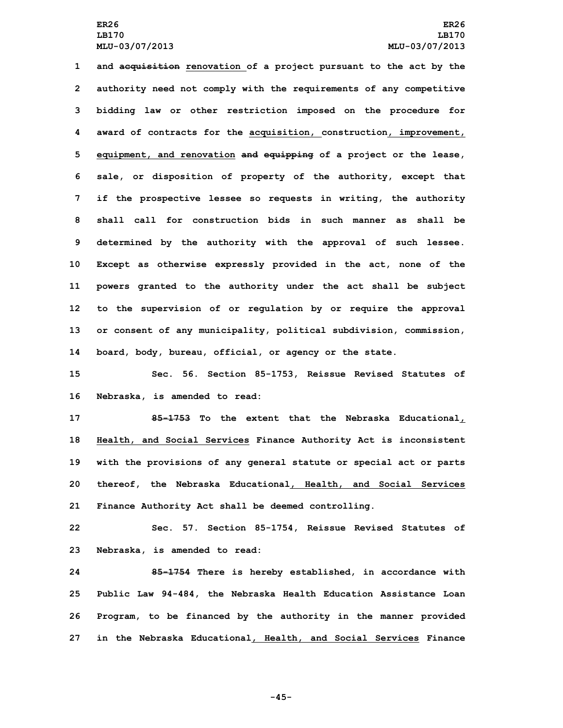and ~~acquisition~~ renovation of a project pursuant to the act by the authority need not comply with the requirements of any competitive bidding law or other restriction imposed on the procedure for award of contracts for the acquisition, construction, improvement, equipment, and renovation ~~and equipping~~ of a project or the lease, sale, or disposition of property of the authority, except that if the prospective lessee so requests in writing, the authority shall call for construction bids in such manner as shall be determined by the authority with the approval of such lessee. Except as otherwise expressly provided in the act, none of the powers granted to the authority under the act shall be subject to the supervision of or regulation by or require the approval or consent of any municipality, political subdivision, commission, board, body, bureau, official, or agency or the state.

Sec. 56. Section 85-1753, Reissue Revised Statutes of Nebraska, is amended to read:

~~85-1753~~ To the extent that the Nebraska Educational, Health, and Social Services Finance Authority Act is inconsistent with the provisions of any general statute or special act or parts thereof, the Nebraska Educational, Health, and Social Services Finance Authority Act shall be deemed controlling.

Sec. 57. Section 85-1754, Reissue Revised Statutes of Nebraska, is amended to read:

~~85-1754~~ There is hereby established, in accordance with Public Law 94-484, the Nebraska Health Education Assistance Loan Program, to be financed by the authority in the manner provided in the Nebraska Educational, Health, and Social Services Finance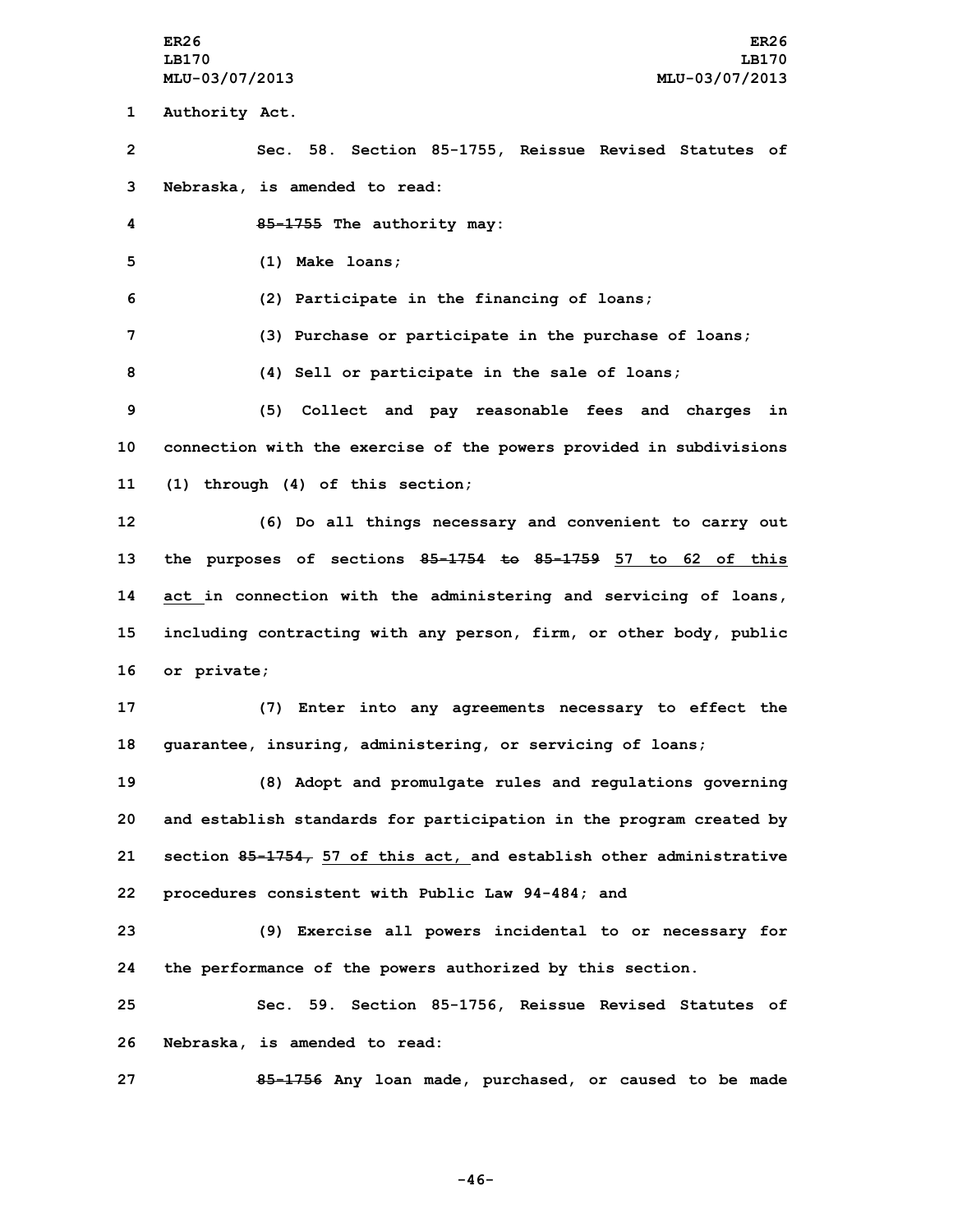Authority Act.

Sec. 58. Section 85-1755, Reissue Revised Statutes of Nebraska, is amended to read:

~~85-1755~~ The authority may:

(1) Make loans;

(2) Participate in the financing of loans;

(3) Purchase or participate in the purchase of loans;

(4) Sell or participate in the sale of loans;

(5) Collect and pay reasonable fees and charges in connection with the exercise of the powers provided in subdivisions (1) through (4) of this section;

(6) Do all things necessary and convenient to carry out the purposes of sections ~~85-1754~~ ~~to~~ ~~85-1759~~ 57 to 62 of this act in connection with the administering and servicing of loans, including contracting with any person, firm, or other body, public or private;

(7) Enter into any agreements necessary to effect the guarantee, insuring, administering, or servicing of loans;

(8) Adopt and promulgate rules and regulations governing and establish standards for participation in the program created by section ~~85-1754,~~ 57 of this act, and establish other administrative procedures consistent with Public Law 94-484; and

(9) Exercise all powers incidental to or necessary for the performance of the powers authorized by this section.

Sec. 59. Section 85-1756, Reissue Revised Statutes of Nebraska, is amended to read:

~~85-1756~~ Any loan made, purchased, or caused to be made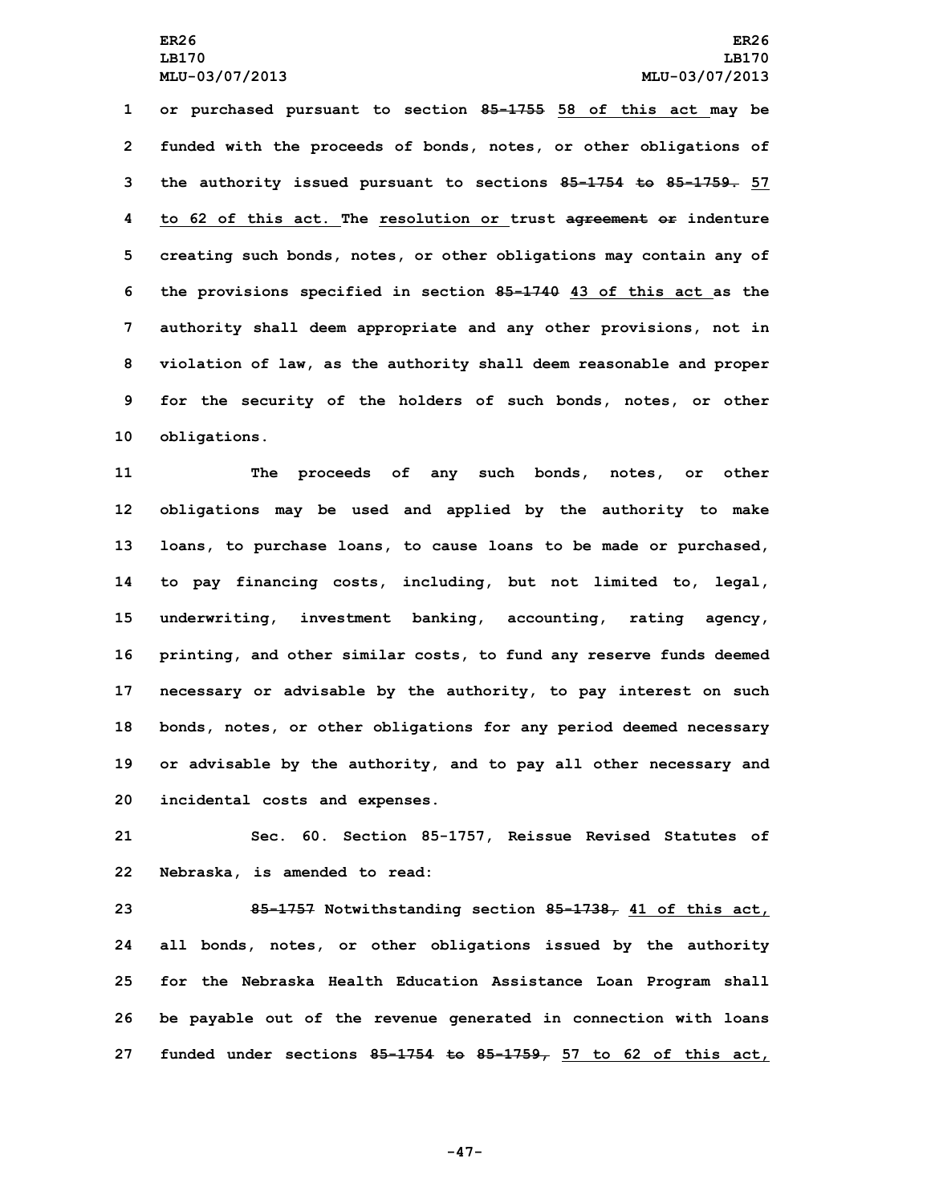or purchased pursuant to section ~~85-1755~~ 58 of this act may be funded with the proceeds of bonds, notes, or other obligations of the authority issued pursuant to sections ~~85-1754 to 85-1759.~~ 57 to 62 of this act. The resolution or trust ~~agreement or~~ indenture creating such bonds, notes, or other obligations may contain any of the provisions specified in section ~~85-1740~~ 43 of this act as the authority shall deem appropriate and any other provisions, not in violation of law, as the authority shall deem reasonable and proper for the security of the holders of such bonds, notes, or other obligations.

The proceeds of any such bonds, notes, or other obligations may be used and applied by the authority to make loans, to purchase loans, to cause loans to be made or purchased, to pay financing costs, including, but not limited to, legal, underwriting, investment banking, accounting, rating agency, printing, and other similar costs, to fund any reserve funds deemed necessary or advisable by the authority, to pay interest on such bonds, notes, or other obligations for any period deemed necessary or advisable by the authority, and to pay all other necessary and incidental costs and expenses.

Sec. 60. Section 85-1757, Reissue Revised Statutes of Nebraska, is amended to read:

~~85-1757~~ Notwithstanding section ~~85-1738,~~ 41 of this act, all bonds, notes, or other obligations issued by the authority for the Nebraska Health Education Assistance Loan Program shall be payable out of the revenue generated in connection with loans funded under sections ~~85-1754 to 85-1759,~~ 57 to 62 of this act,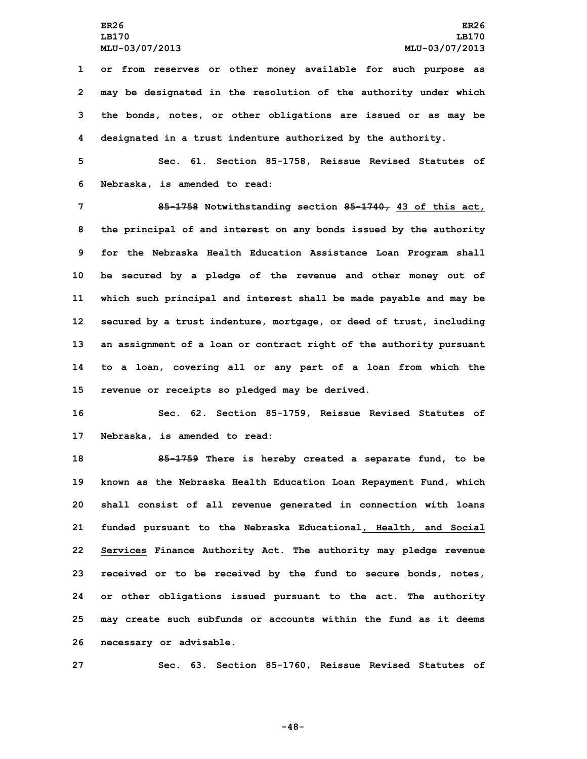or from reserves or other money available for such purpose as may be designated in the resolution of the authority under which the bonds, notes, or other obligations are issued or as may be designated in a trust indenture authorized by the authority.

Sec. 61. Section 85-1758, Reissue Revised Statutes of Nebraska, is amended to read:

~~85-1758~~ Notwithstanding section ~~85-1740,~~ 43 of this act, the principal of and interest on any bonds issued by the authority for the Nebraska Health Education Assistance Loan Program shall be secured by a pledge of the revenue and other money out of which such principal and interest shall be made payable and may be secured by a trust indenture, mortgage, or deed of trust, including an assignment of a loan or contract right of the authority pursuant to a loan, covering all or any part of a loan from which the revenue or receipts so pledged may be derived.

Sec. 62. Section 85-1759, Reissue Revised Statutes of Nebraska, is amended to read:

~~85-1759~~ There is hereby created a separate fund, to be known as the Nebraska Health Education Loan Repayment Fund, which shall consist of all revenue generated in connection with loans funded pursuant to the Nebraska Educational<u>, Health, and Social Services</u> Finance Authority Act. The authority may pledge revenue received or to be received by the fund to secure bonds, notes, or other obligations issued pursuant to the act. The authority may create such subfunds or accounts within the fund as it deems necessary or advisable.

Sec. 63. Section 85-1760, Reissue Revised Statutes of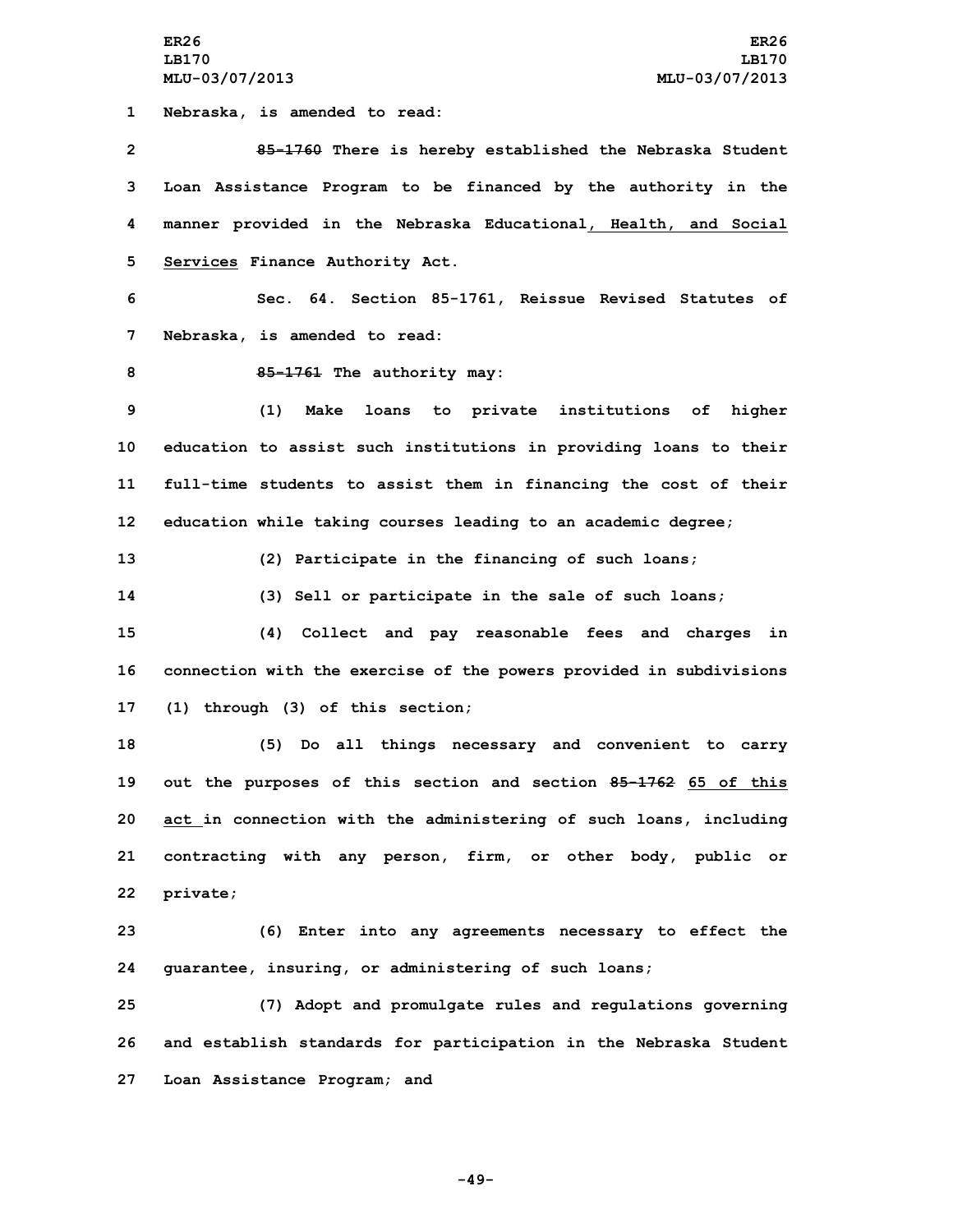1 Nebraska, is amended to read:

2 ~~85-1760~~ There is hereby established the Nebraska Student

3 Loan Assistance Program to be financed by the authority in the

4 manner provided in the Nebraska Educational, Health, and Social

5 Services Finance Authority Act.

6 Sec. 64. Section 85-1761, Reissue Revised Statutes of

7 Nebraska, is amended to read:

8 ~~85-1761~~ The authority may:

9 (1) Make loans to private institutions of higher

10 education to assist such institutions in providing loans to their

11 full-time students to assist them in financing the cost of their

12 education while taking courses leading to an academic degree;

13 (2) Participate in the financing of such loans;

14 (3) Sell or participate in the sale of such loans;

15 (4) Collect and pay reasonable fees and charges in

16 connection with the exercise of the powers provided in subdivisions

17 (1) through (3) of this section;

18 (5) Do all things necessary and convenient to carry

19 out the purposes of this section and section ~~85-1762~~ 65 of this

20 act in connection with the administering of such loans, including

21 contracting with any person, firm, or other body, public or

22 private;

23 (6) Enter into any agreements necessary to effect the

24 guarantee, insuring, or administering of such loans;

25 (7) Adopt and promulgate rules and regulations governing

26 and establish standards for participation in the Nebraska Student

27 Loan Assistance Program; and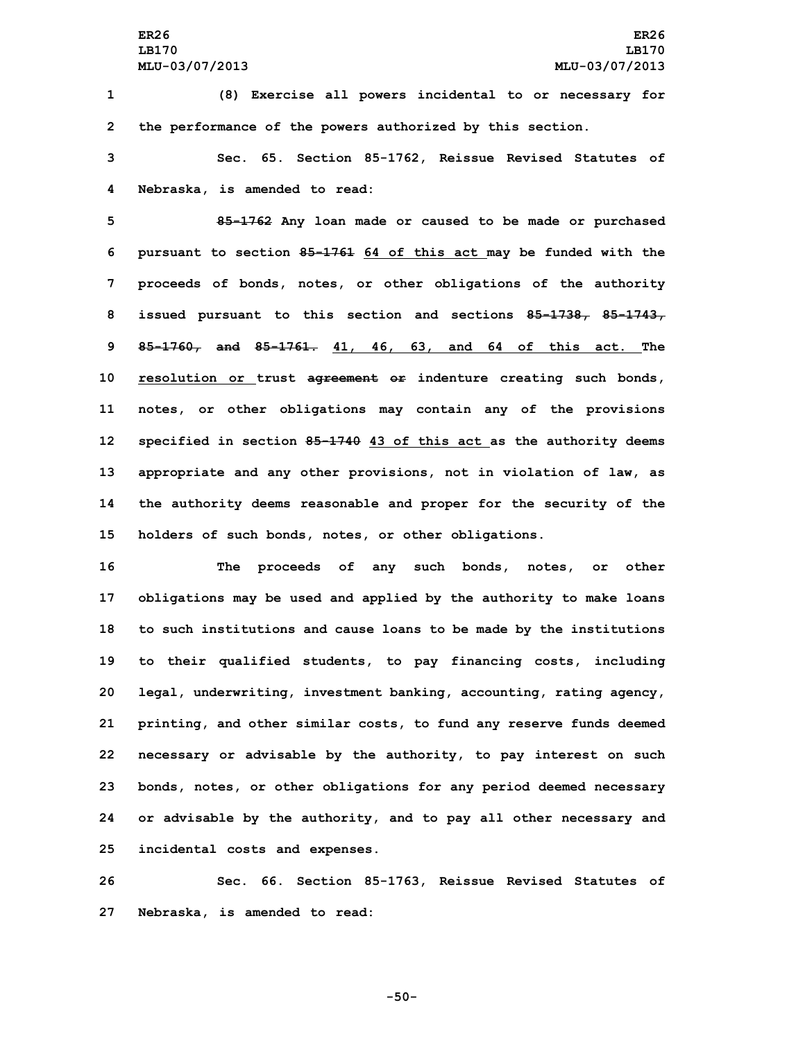(8) Exercise all powers incidental to or necessary for the performance of the powers authorized by this section.

Sec. 65. Section 85-1762, Reissue Revised Statutes of Nebraska, is amended to read:

~~85-1762~~ Any loan made or caused to be made or purchased pursuant to section ~~85-1761~~ 64 of this act may be funded with the proceeds of bonds, notes, or other obligations of the authority issued pursuant to this section and sections ~~85-1738, 85-1743, 85-1760, and 85-1761.~~ 41, 46, 63, and 64 of this act. The resolution or trust ~~agreement or~~ indenture creating such bonds, notes, or other obligations may contain any of the provisions specified in section ~~85-1740~~ 43 of this act as the authority deems appropriate and any other provisions, not in violation of law, as the authority deems reasonable and proper for the security of the holders of such bonds, notes, or other obligations.

The proceeds of any such bonds, notes, or other obligations may be used and applied by the authority to make loans to such institutions and cause loans to be made by the institutions to their qualified students, to pay financing costs, including legal, underwriting, investment banking, accounting, rating agency, printing, and other similar costs, to fund any reserve funds deemed necessary or advisable by the authority, to pay interest on such bonds, notes, or other obligations for any period deemed necessary or advisable by the authority, and to pay all other necessary and incidental costs and expenses.

Sec. 66. Section 85-1763, Reissue Revised Statutes of Nebraska, is amended to read: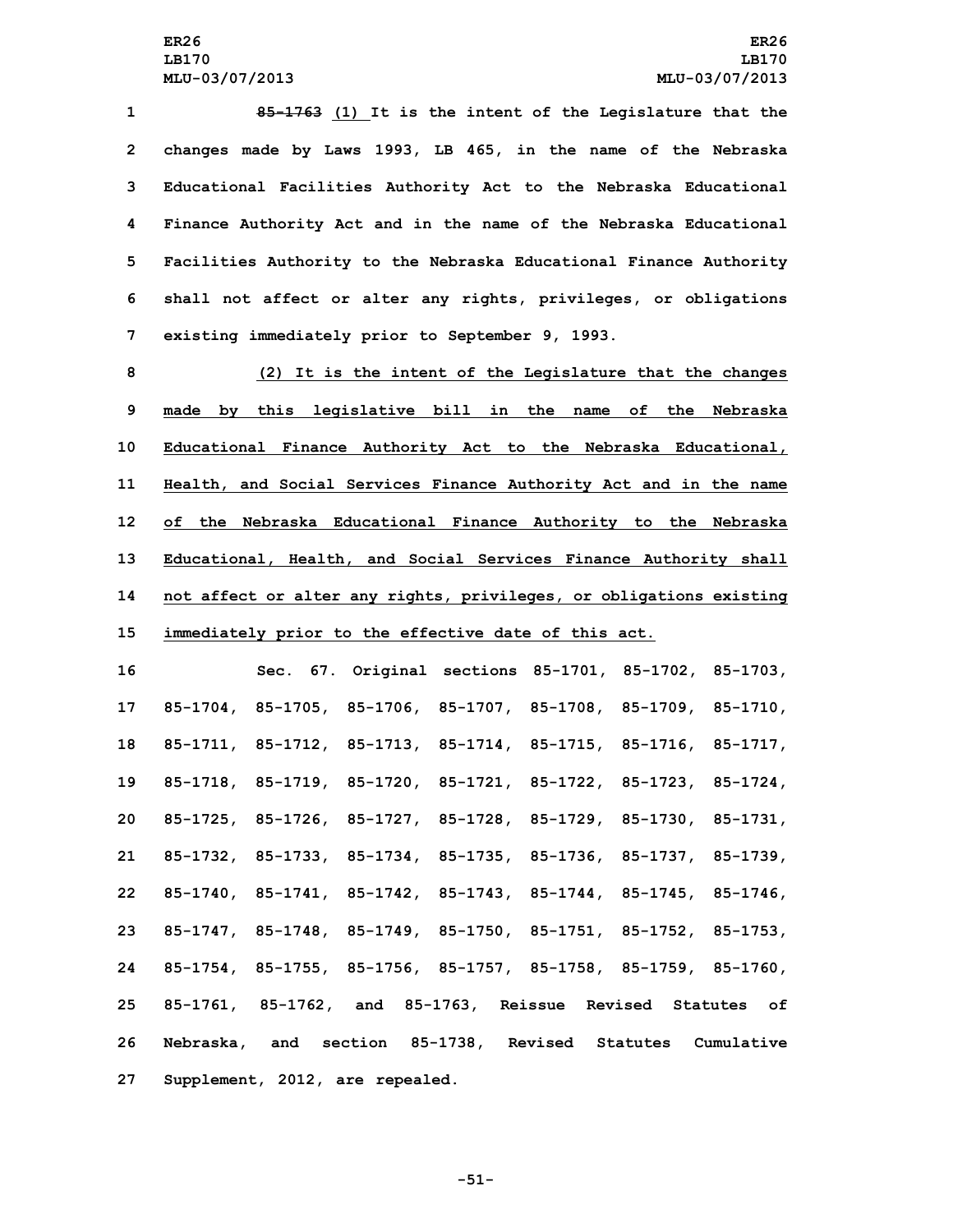~~85-1763~~ (1) It is the intent of the Legislature that the changes made by Laws 1993, LB 465, in the name of the Nebraska Educational Facilities Authority Act to the Nebraska Educational Finance Authority Act and in the name of the Nebraska Educational Facilities Authority to the Nebraska Educational Finance Authority shall not affect or alter any rights, privileges, or obligations existing immediately prior to September 9, 1993.

(2) It is the intent of the Legislature that the changes made by this legislative bill in the name of the Nebraska Educational Finance Authority Act to the Nebraska Educational, Health, and Social Services Finance Authority Act and in the name of the Nebraska Educational Finance Authority to the Nebraska Educational, Health, and Social Services Finance Authority shall not affect or alter any rights, privileges, or obligations existing immediately prior to the effective date of this act.

Sec. 67. Original sections 85-1701, 85-1702, 85-1703, 85-1704, 85-1705, 85-1706, 85-1707, 85-1708, 85-1709, 85-1710, 85-1711, 85-1712, 85-1713, 85-1714, 85-1715, 85-1716, 85-1717, 85-1718, 85-1719, 85-1720, 85-1721, 85-1722, 85-1723, 85-1724, 85-1725, 85-1726, 85-1727, 85-1728, 85-1729, 85-1730, 85-1731, 85-1732, 85-1733, 85-1734, 85-1735, 85-1736, 85-1737, 85-1739, 85-1740, 85-1741, 85-1742, 85-1743, 85-1744, 85-1745, 85-1746, 85-1747, 85-1748, 85-1749, 85-1750, 85-1751, 85-1752, 85-1753, 85-1754, 85-1755, 85-1756, 85-1757, 85-1758, 85-1759, 85-1760, 85-1761, 85-1762, and 85-1763, Reissue Revised Statutes of Nebraska, and section 85-1738, Revised Statutes Cumulative Supplement, 2012, are repealed.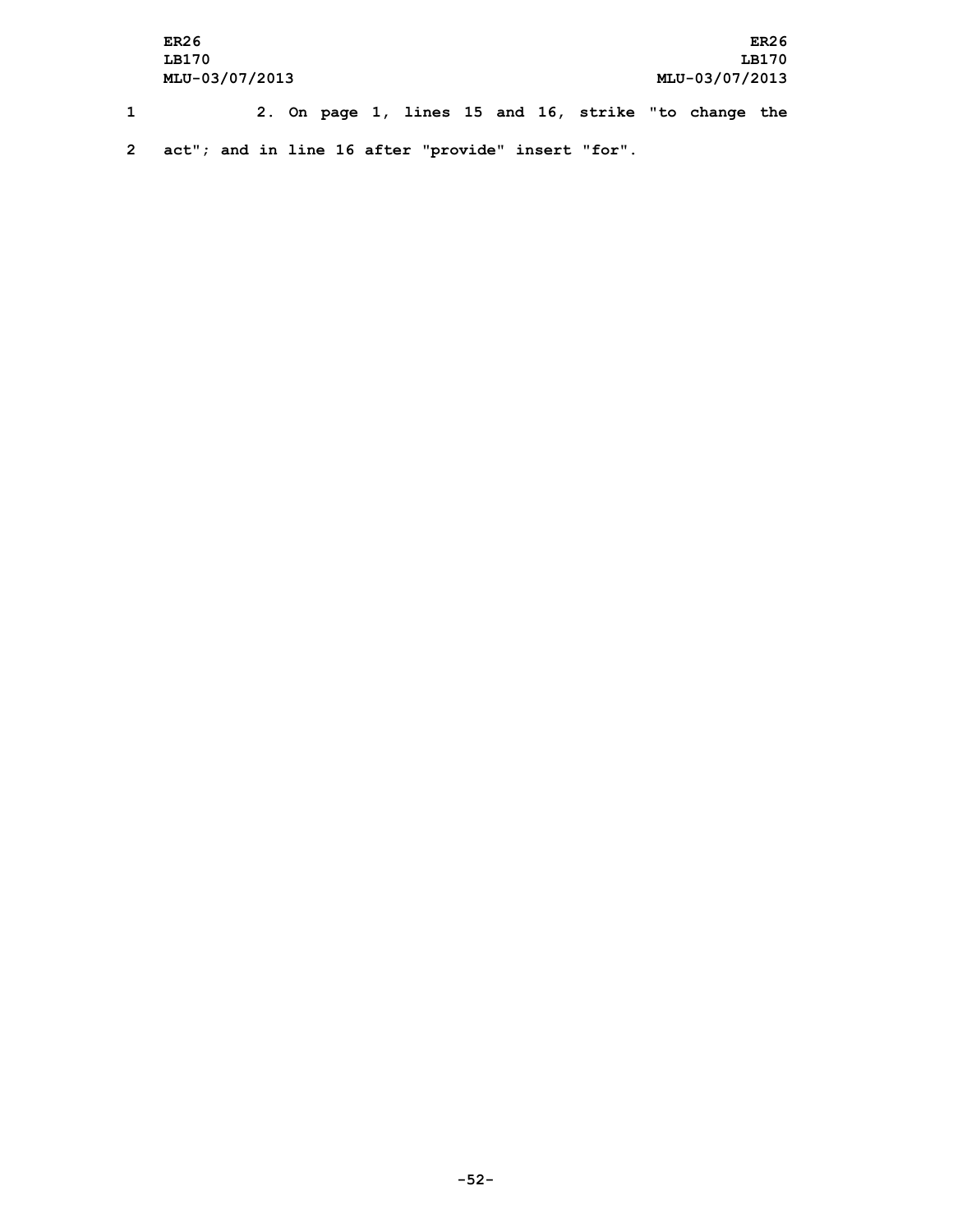2. On page 1, lines 15 and 16, strike "to change the act"; and in line 16 after "provide" insert "for".